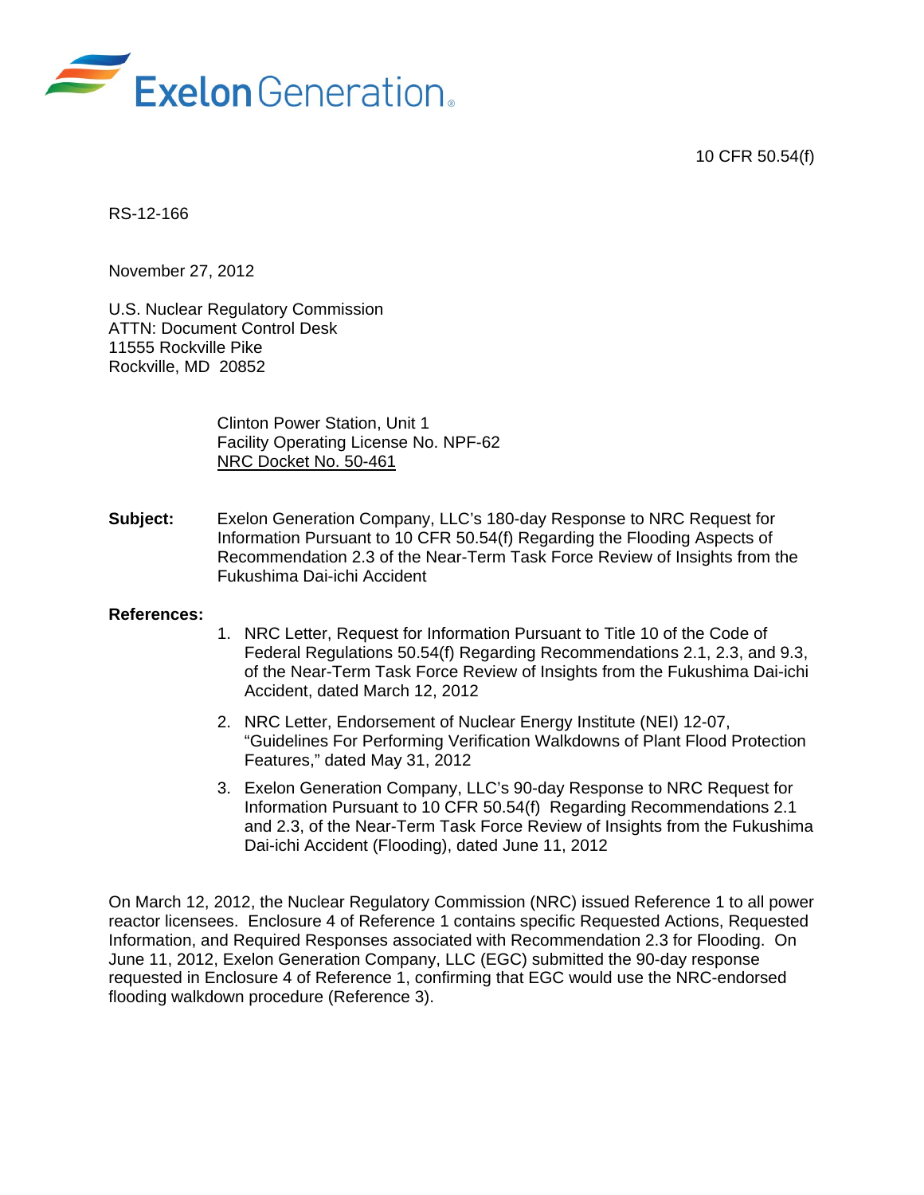Exelon Generation

10 CFR 50.54(f)

RS-12-166

November 27, 2012

U.S. Nuclear Regulatory Commission
ATTN: Document Control Desk
11555 Rockville Pike
Rockville, MD 20852

Clinton Power Station, Unit 1
Facility Operating License No. NPF-62
NRC Docket No. 50-461

**Subject:** Exelon Generation Company, LLC's 180-day Response to NRC Request for Information Pursuant to 10 CFR 50.54(f) Regarding the Flooding Aspects of Recommendation 2.3 of the Near-Term Task Force Review of Insights from the Fukushima Dai-ichi Accident

**References:**

1. NRC Letter, Request for Information Pursuant to Title 10 of the Code of Federal Regulations 50.54(f) Regarding Recommendations 2.1, 2.3, and 9.3, of the Near-Term Task Force Review of Insights from the Fukushima Dai-ichi Accident, dated March 12, 2012
2. NRC Letter, Endorsement of Nuclear Energy Institute (NEI) 12-07, "Guidelines For Performing Verification Walkdowns of Plant Flood Protection Features," dated May 31, 2012
3. Exelon Generation Company, LLC's 90-day Response to NRC Request for Information Pursuant to 10 CFR 50.54(f) Regarding Recommendations 2.1 and 2.3, of the Near-Term Task Force Review of Insights from the Fukushima Dai-ichi Accident (Flooding), dated June 11, 2012

On March 12, 2012, the Nuclear Regulatory Commission (NRC) issued Reference 1 to all power reactor licensees. Enclosure 4 of Reference 1 contains specific Requested Actions, Requested Information, and Required Responses associated with Recommendation 2.3 for Flooding. On June 11, 2012, Exelon Generation Company, LLC (EGC) submitted the 90-day response requested in Enclosure 4 of Reference 1, confirming that EGC would use the NRC-endorsed flooding walkdown procedure (Reference 3).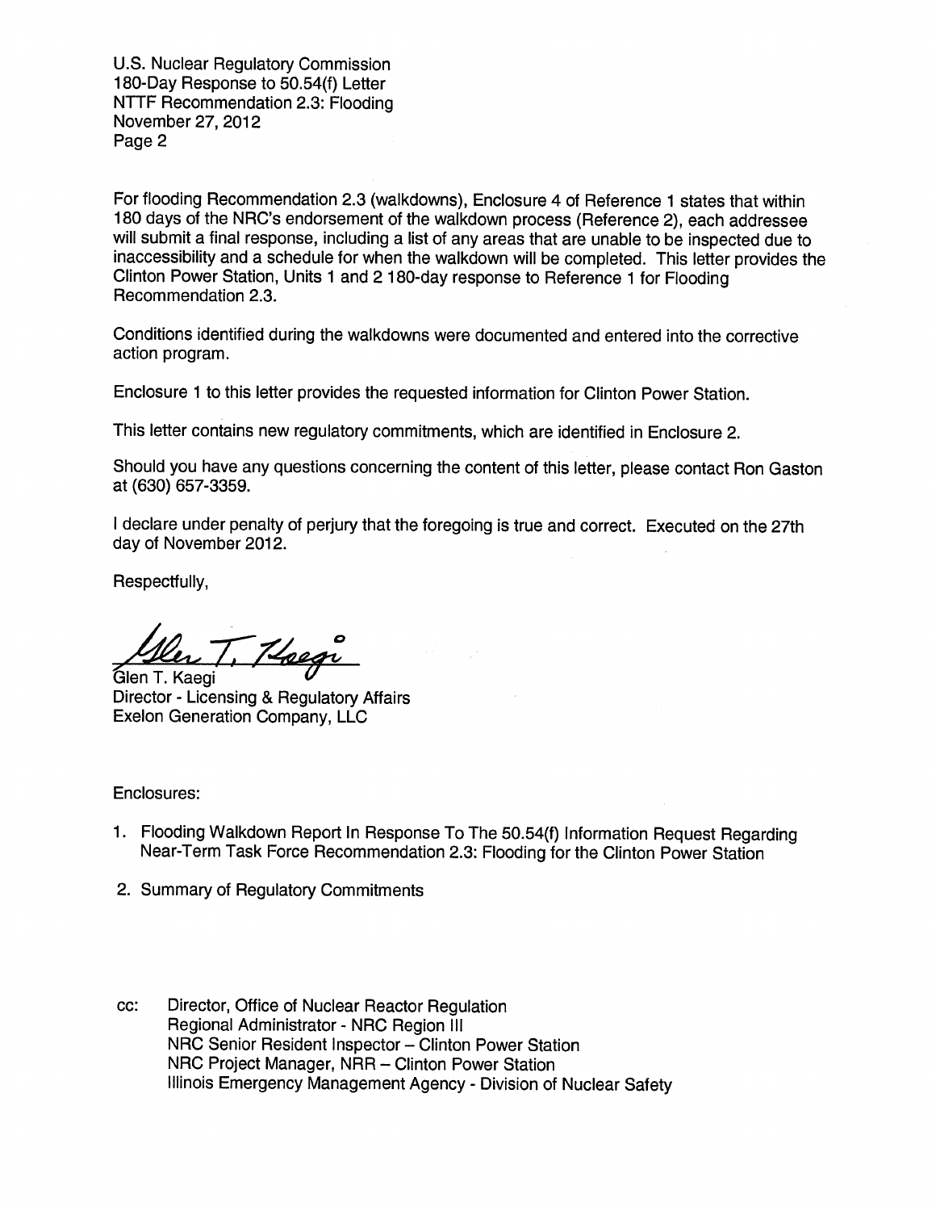For flooding Recommendation 2.3 (walkdowns), Enclosure 4 of Reference 1 states that within 180 days of the NRC's endorsement of the walkdown process (Reference 2), each addressee will submit a final response, including a list of any areas that are unable to be inspected due to inaccessibility and a schedule for when the walkdown will be completed. This letter provides the Clinton Power Station, Units 1 and 2 180-day response to Reference 1 for Flooding Recommendation 2.3.

Conditions identified during the walkdowns were documented and entered into the corrective action program.

Enclosure 1 to this letter provides the requested information for Clinton Power Station.

This letter contains new regulatory commitments, which are identified in Enclosure 2.

Should you have any questions concerning the content of this letter, please contact Ron Gaston at (630) 657-3359.

I declare under penalty of perjury that the foregoing is true and correct. Executed on the 27th day of November 2012.

Respectfully,

Glen T. Kaegi
Director - Licensing & Regulatory Affairs
Exelon Generation Company, LLC

Enclosures:

1. Flooding Walkdown Report In Response To The 50.54(f) Information Request Regarding Near-Term Task Force Recommendation 2.3: Flooding for the Clinton Power Station
2. Summary of Regulatory Commitments

cc: Director, Office of Nuclear Reactor Regulation
Regional Administrator - NRC Region III
NRC Senior Resident Inspector – Clinton Power Station
NRC Project Manager, NRR – Clinton Power Station
Illinois Emergency Management Agency - Division of Nuclear Safety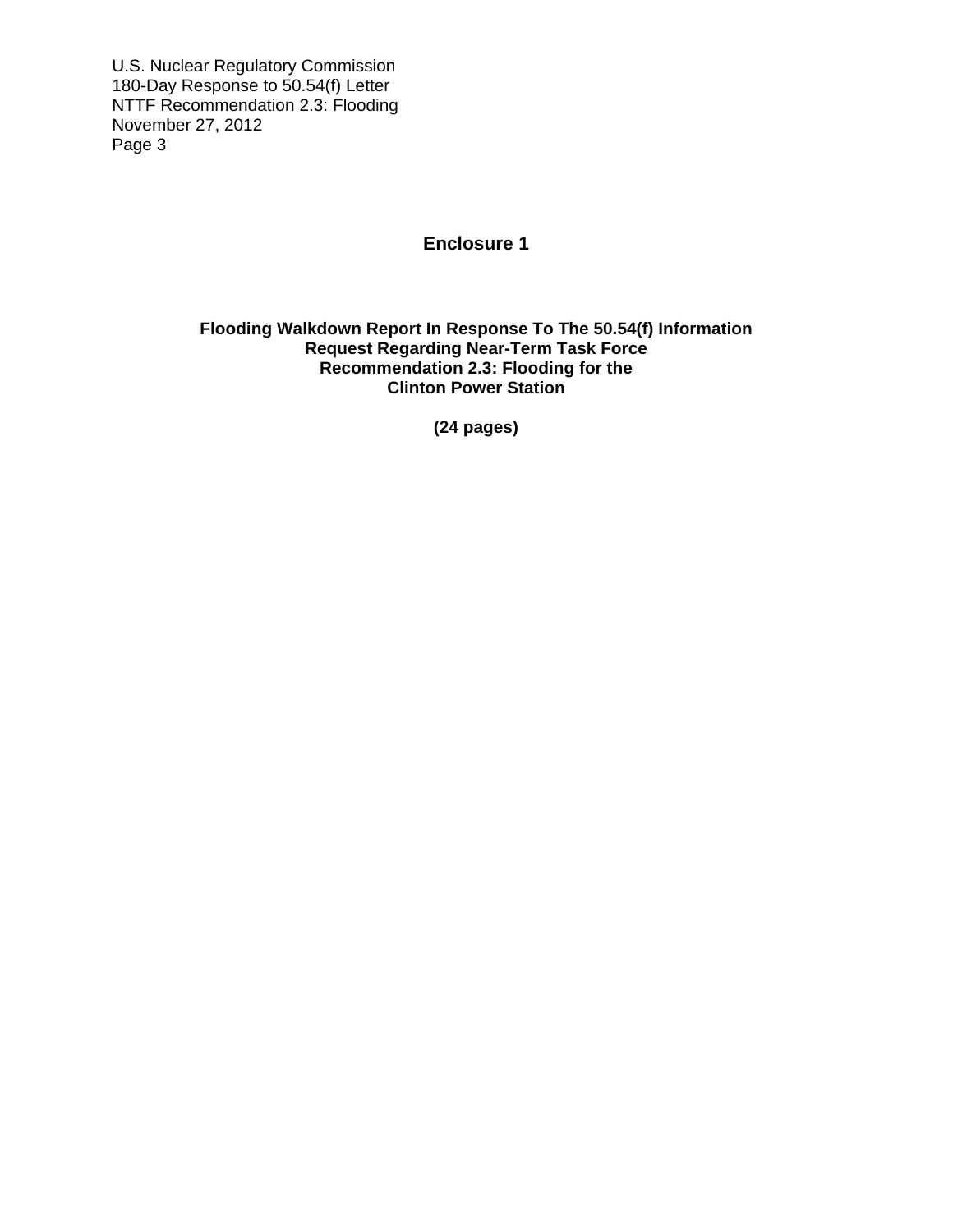# Enclosure 1

## Flooding Walkdown Report In Response To The 50.54(f) Information Request Regarding Near-Term Task Force Recommendation 2.3: Flooding for the Clinton Power Station

**(24 pages)**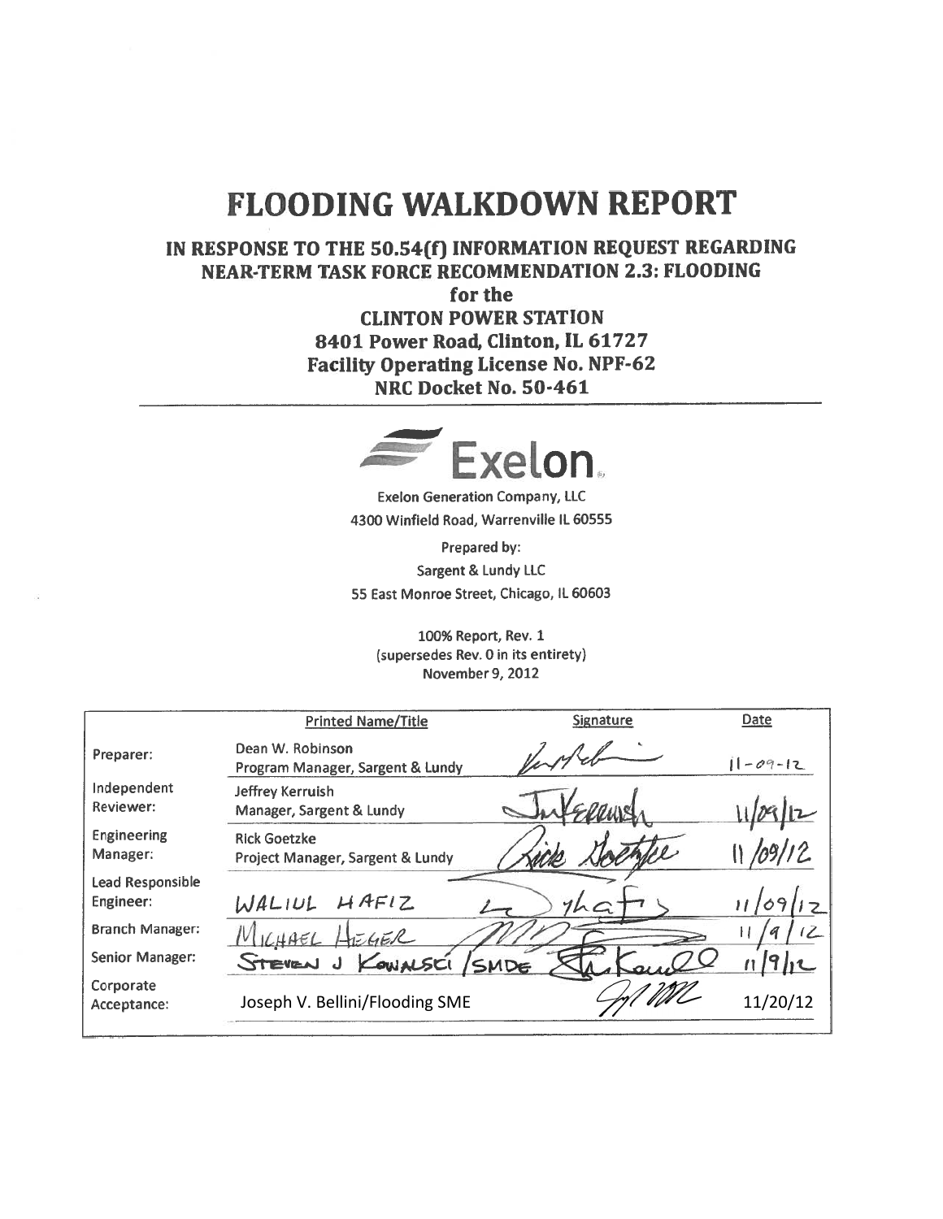# FLOODING WALKDOWN REPORT

## IN RESPONSE TO THE 50.54(f) INFORMATION REQUEST REGARDING NEAR-TERM TASK FORCE RECOMMENDATION 2.3: FLOODING

**for the**
**CLINTON POWER STATION**
**8401 Power Road, Clinton, IL 61727**
**Facility Operating License No. NPF-62**
**NRC Docket No. 50-461**

Exelon.

Exelon Generation Company, LLC
4300 Winfield Road, Warrenville IL 60555

Prepared by:
Sargent & Lundy LLC
55 East Monroe Street, Chicago, IL 60603

100% Report, Rev. 1
(supersedes Rev. 0 in its entirety)
November 9, 2012

| | Printed Name/Title | Signature | Date |
|---|---|---|---|
| Preparer: | Dean W. Robinson<br>Program Manager, Sargent & Lundy | [signature] | 11-09-12 |
| Independent Reviewer: | Jeffrey Kerruish<br>Manager, Sargent & Lundy | [signature] | 11/09/12 |
| Engineering Manager: | Rick Goetzke<br>Project Manager, Sargent & Lundy | [signature] | 11/09/12 |
| Lead Responsible Engineer: | WALIUL HAFIZ | [signature] | 11/09/12 |
| Branch Manager: | MICHAEL HEGER | [signature] | 11/9/12 |
| Senior Manager: | STEVEN J KOWALSKI / SMDE | [signature] | 11/9/12 |
| Corporate Acceptance: | Joseph V. Bellini/Flooding SME | [signature] | 11/20/12 |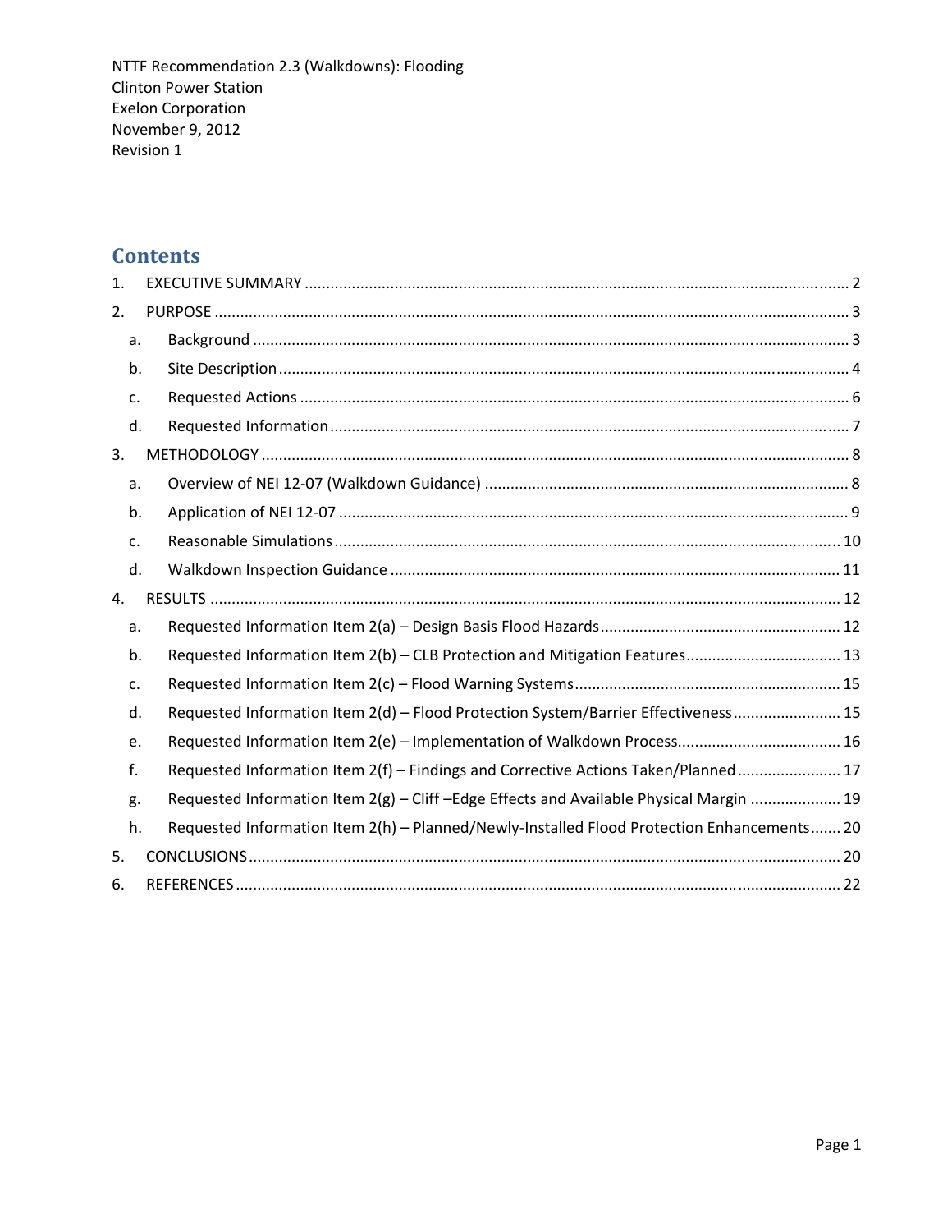NTTF Recommendation 2.3 (Walkdowns): Flooding
Clinton Power Station
Exelon Corporation
November 9, 2012
Revision 1

## Contents

1. EXECUTIVE SUMMARY ........ 2
2. PURPOSE ........ 3
   a. Background ........ 3
   b. Site Description ........ 4
   c. Requested Actions ........ 6
   d. Requested Information ........ 7
3. METHODOLOGY ........ 8
   a. Overview of NEI 12-07 (Walkdown Guidance) ........ 8
   b. Application of NEI 12-07 ........ 9
   c. Reasonable Simulations ........ 10
   d. Walkdown Inspection Guidance ........ 11
4. RESULTS ........ 12
   a. Requested Information Item 2(a) – Design Basis Flood Hazards ........ 12
   b. Requested Information Item 2(b) – CLB Protection and Mitigation Features ........ 13
   c. Requested Information Item 2(c) – Flood Warning Systems ........ 15
   d. Requested Information Item 2(d) – Flood Protection System/Barrier Effectiveness ........ 15
   e. Requested Information Item 2(e) – Implementation of Walkdown Process ........ 16
   f. Requested Information Item 2(f) – Findings and Corrective Actions Taken/Planned ........ 17
   g. Requested Information Item 2(g) – Cliff –Edge Effects and Available Physical Margin ........ 19
   h. Requested Information Item 2(h) – Planned/Newly-Installed Flood Protection Enhancements ........ 20
5. CONCLUSIONS ........ 20
6. REFERENCES ........ 22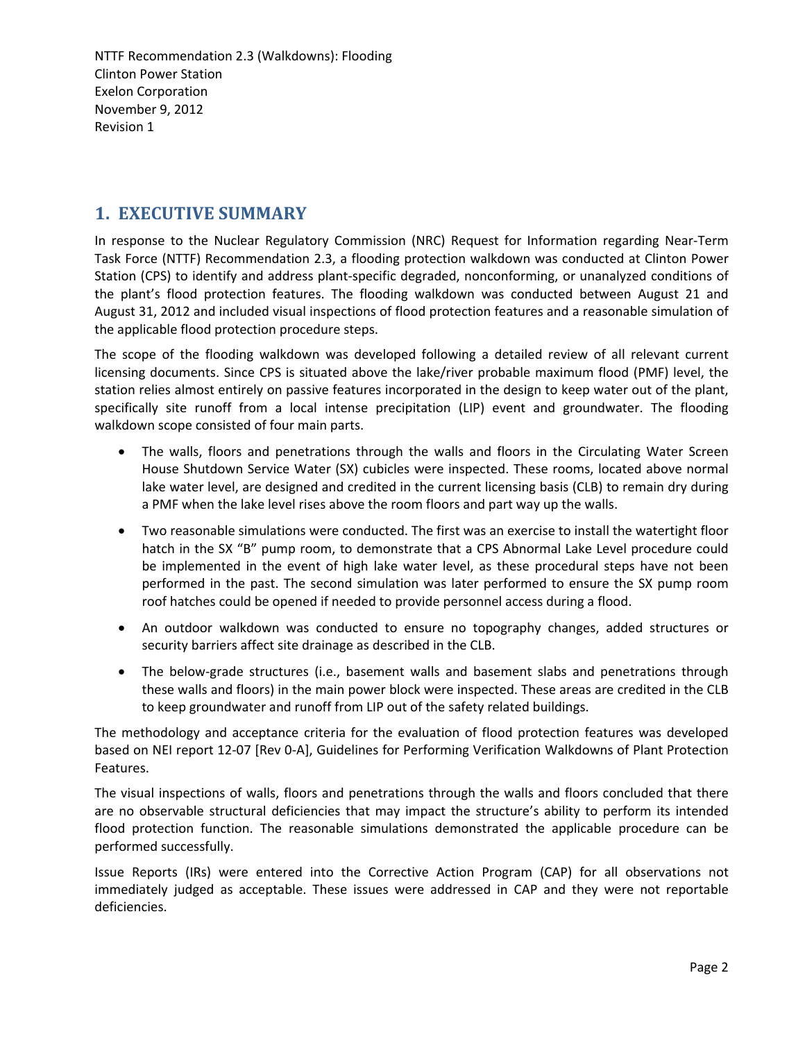## 1. EXECUTIVE SUMMARY

In response to the Nuclear Regulatory Commission (NRC) Request for Information regarding Near-Term Task Force (NTTF) Recommendation 2.3, a flooding protection walkdown was conducted at Clinton Power Station (CPS) to identify and address plant-specific degraded, nonconforming, or unanalyzed conditions of the plant's flood protection features. The flooding walkdown was conducted between August 21 and August 31, 2012 and included visual inspections of flood protection features and a reasonable simulation of the applicable flood protection procedure steps.

The scope of the flooding walkdown was developed following a detailed review of all relevant current licensing documents. Since CPS is situated above the lake/river probable maximum flood (PMF) level, the station relies almost entirely on passive features incorporated in the design to keep water out of the plant, specifically site runoff from a local intense precipitation (LIP) event and groundwater. The flooding walkdown scope consisted of four main parts.

- The walls, floors and penetrations through the walls and floors in the Circulating Water Screen House Shutdown Service Water (SX) cubicles were inspected. These rooms, located above normal lake water level, are designed and credited in the current licensing basis (CLB) to remain dry during a PMF when the lake level rises above the room floors and part way up the walls.
- Two reasonable simulations were conducted. The first was an exercise to install the watertight floor hatch in the SX "B" pump room, to demonstrate that a CPS Abnormal Lake Level procedure could be implemented in the event of high lake water level, as these procedural steps have not been performed in the past. The second simulation was later performed to ensure the SX pump room roof hatches could be opened if needed to provide personnel access during a flood.
- An outdoor walkdown was conducted to ensure no topography changes, added structures or security barriers affect site drainage as described in the CLB.
- The below-grade structures (i.e., basement walls and basement slabs and penetrations through these walls and floors) in the main power block were inspected. These areas are credited in the CLB to keep groundwater and runoff from LIP out of the safety related buildings.

The methodology and acceptance criteria for the evaluation of flood protection features was developed based on NEI report 12-07 [Rev 0-A], Guidelines for Performing Verification Walkdowns of Plant Protection Features.

The visual inspections of walls, floors and penetrations through the walls and floors concluded that there are no observable structural deficiencies that may impact the structure's ability to perform its intended flood protection function. The reasonable simulations demonstrated the applicable procedure can be performed successfully.

Issue Reports (IRs) were entered into the Corrective Action Program (CAP) for all observations not immediately judged as acceptable. These issues were addressed in CAP and they were not reportable deficiencies.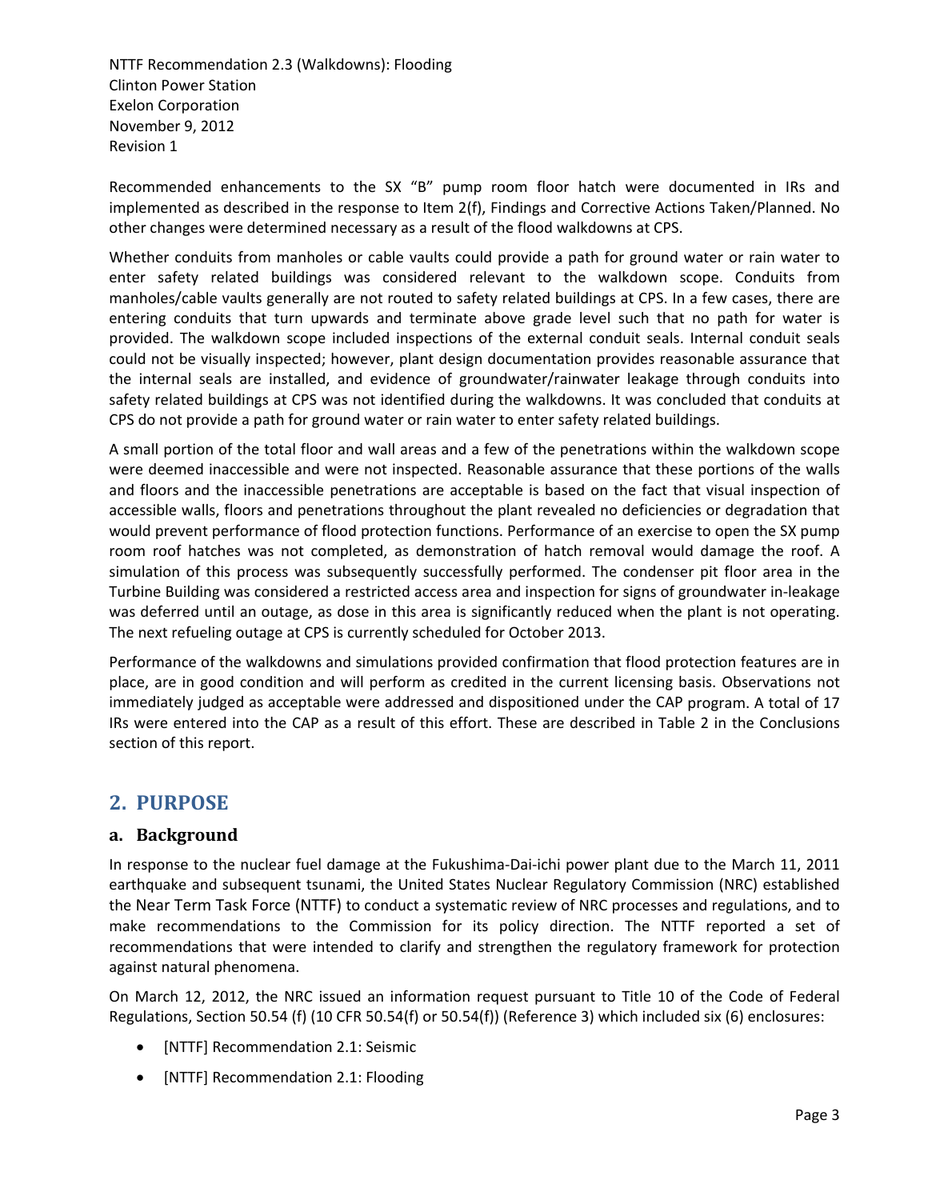Recommended enhancements to the SX "B" pump room floor hatch were documented in IRs and implemented as described in the response to Item 2(f), Findings and Corrective Actions Taken/Planned. No other changes were determined necessary as a result of the flood walkdowns at CPS.

Whether conduits from manholes or cable vaults could provide a path for ground water or rain water to enter safety related buildings was considered relevant to the walkdown scope. Conduits from manholes/cable vaults generally are not routed to safety related buildings at CPS. In a few cases, there are entering conduits that turn upwards and terminate above grade level such that no path for water is provided. The walkdown scope included inspections of the external conduit seals. Internal conduit seals could not be visually inspected; however, plant design documentation provides reasonable assurance that the internal seals are installed, and evidence of groundwater/rainwater leakage through conduits into safety related buildings at CPS was not identified during the walkdowns. It was concluded that conduits at CPS do not provide a path for ground water or rain water to enter safety related buildings.

A small portion of the total floor and wall areas and a few of the penetrations within the walkdown scope were deemed inaccessible and were not inspected. Reasonable assurance that these portions of the walls and floors and the inaccessible penetrations are acceptable is based on the fact that visual inspection of accessible walls, floors and penetrations throughout the plant revealed no deficiencies or degradation that would prevent performance of flood protection functions. Performance of an exercise to open the SX pump room roof hatches was not completed, as demonstration of hatch removal would damage the roof. A simulation of this process was subsequently successfully performed. The condenser pit floor area in the Turbine Building was considered a restricted access area and inspection for signs of groundwater in-leakage was deferred until an outage, as dose in this area is significantly reduced when the plant is not operating. The next refueling outage at CPS is currently scheduled for October 2013.

Performance of the walkdowns and simulations provided confirmation that flood protection features are in place, are in good condition and will perform as credited in the current licensing basis. Observations not immediately judged as acceptable were addressed and dispositioned under the CAP program. A total of 17 IRs were entered into the CAP as a result of this effort. These are described in Table 2 in the Conclusions section of this report.

## 2. PURPOSE

### a. Background

In response to the nuclear fuel damage at the Fukushima-Dai-ichi power plant due to the March 11, 2011 earthquake and subsequent tsunami, the United States Nuclear Regulatory Commission (NRC) established the Near Term Task Force (NTTF) to conduct a systematic review of NRC processes and regulations, and to make recommendations to the Commission for its policy direction. The NTTF reported a set of recommendations that were intended to clarify and strengthen the regulatory framework for protection against natural phenomena.

On March 12, 2012, the NRC issued an information request pursuant to Title 10 of the Code of Federal Regulations, Section 50.54 (f) (10 CFR 50.54(f) or 50.54(f)) (Reference 3) which included six (6) enclosures:

- [NTTF] Recommendation 2.1: Seismic
- [NTTF] Recommendation 2.1: Flooding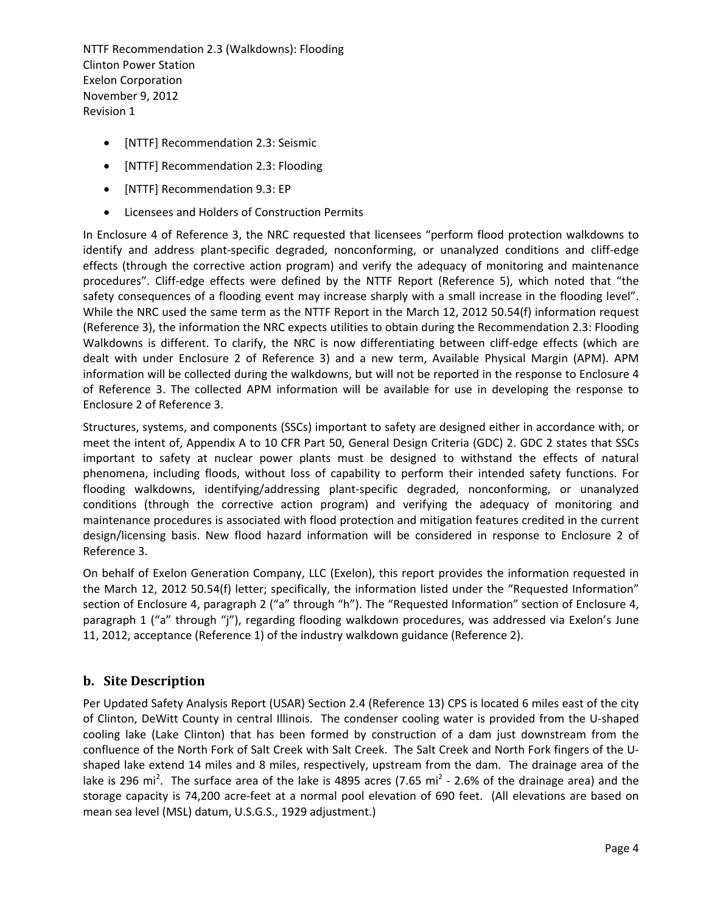- [NTTF] Recommendation 2.3: Seismic
- [NTTF] Recommendation 2.3: Flooding
- [NTTF] Recommendation 9.3: EP
- Licensees and Holders of Construction Permits

In Enclosure 4 of Reference 3, the NRC requested that licensees "perform flood protection walkdowns to identify and address plant-specific degraded, nonconforming, or unanalyzed conditions and cliff-edge effects (through the corrective action program) and verify the adequacy of monitoring and maintenance procedures". Cliff-edge effects were defined by the NTTF Report (Reference 5), which noted that "the safety consequences of a flooding event may increase sharply with a small increase in the flooding level". While the NRC used the same term as the NTTF Report in the March 12, 2012 50.54(f) information request (Reference 3), the information the NRC expects utilities to obtain during the Recommendation 2.3: Flooding Walkdowns is different. To clarify, the NRC is now differentiating between cliff-edge effects (which are dealt with under Enclosure 2 of Reference 3) and a new term, Available Physical Margin (APM). APM information will be collected during the walkdowns, but will not be reported in the response to Enclosure 4 of Reference 3. The collected APM information will be available for use in developing the response to Enclosure 2 of Reference 3.

Structures, systems, and components (SSCs) important to safety are designed either in accordance with, or meet the intent of, Appendix A to 10 CFR Part 50, General Design Criteria (GDC) 2. GDC 2 states that SSCs important to safety at nuclear power plants must be designed to withstand the effects of natural phenomena, including floods, without loss of capability to perform their intended safety functions. For flooding walkdowns, identifying/addressing plant-specific degraded, nonconforming, or unanalyzed conditions (through the corrective action program) and verifying the adequacy of monitoring and maintenance procedures is associated with flood protection and mitigation features credited in the current design/licensing basis. New flood hazard information will be considered in response to Enclosure 2 of Reference 3.

On behalf of Exelon Generation Company, LLC (Exelon), this report provides the information requested in the March 12, 2012 50.54(f) letter; specifically, the information listed under the "Requested Information" section of Enclosure 4, paragraph 2 ("a" through "h"). The "Requested Information" section of Enclosure 4, paragraph 1 ("a" through "j"), regarding flooding walkdown procedures, was addressed via Exelon's June 11, 2012, acceptance (Reference 1) of the industry walkdown guidance (Reference 2).

## b. Site Description

Per Updated Safety Analysis Report (USAR) Section 2.4 (Reference 13) CPS is located 6 miles east of the city of Clinton, DeWitt County in central Illinois. The condenser cooling water is provided from the U-shaped cooling lake (Lake Clinton) that has been formed by construction of a dam just downstream from the confluence of the North Fork of Salt Creek with Salt Creek. The Salt Creek and North Fork fingers of the U-shaped lake extend 14 miles and 8 miles, respectively, upstream from the dam. The drainage area of the lake is 296 mi$^2$. The surface area of the lake is 4895 acres (7.65 mi$^2$ - 2.6% of the drainage area) and the storage capacity is 74,200 acre-feet at a normal pool elevation of 690 feet. (All elevations are based on mean sea level (MSL) datum, U.S.G.S., 1929 adjustment.)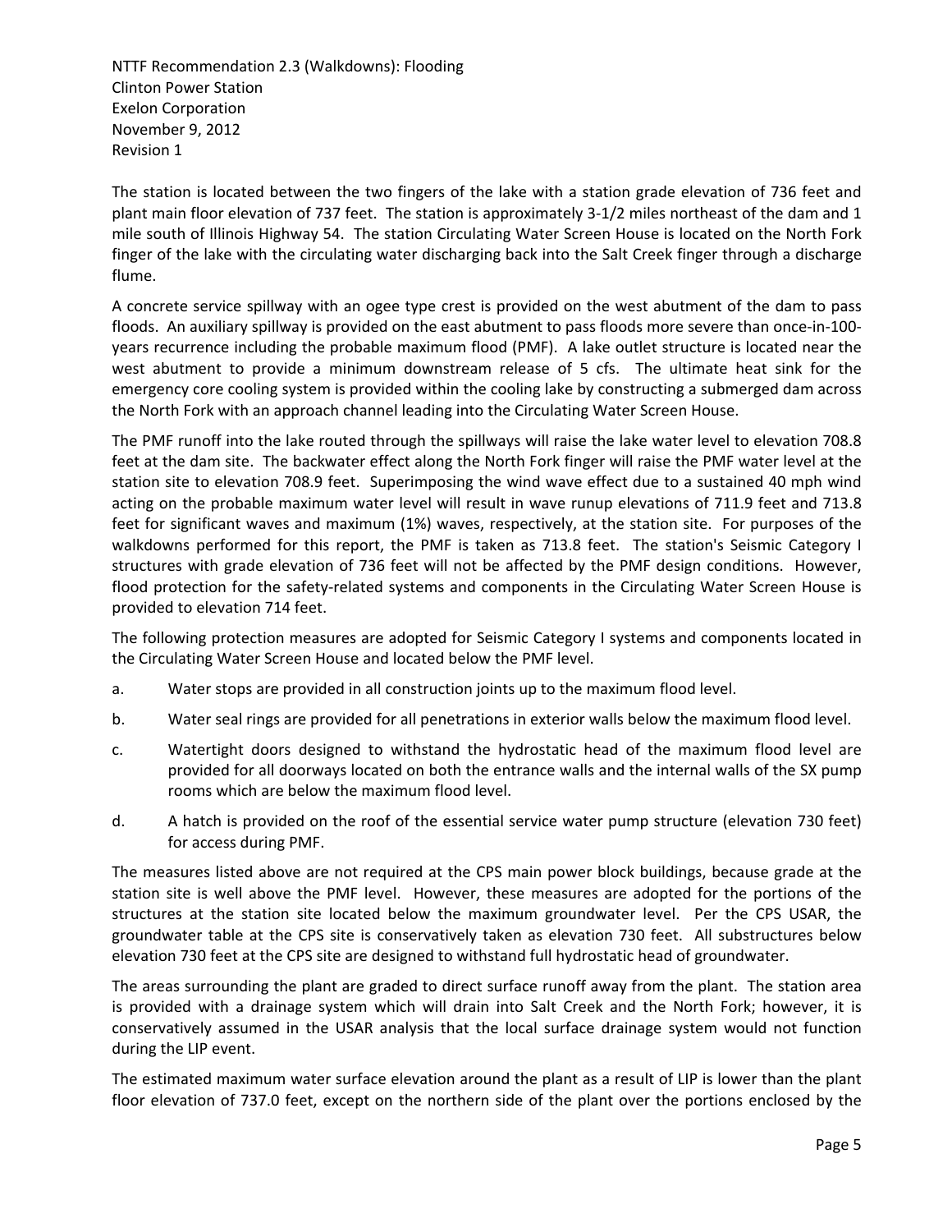The station is located between the two fingers of the lake with a station grade elevation of 736 feet and plant main floor elevation of 737 feet. The station is approximately 3-1/2 miles northeast of the dam and 1 mile south of Illinois Highway 54. The station Circulating Water Screen House is located on the North Fork finger of the lake with the circulating water discharging back into the Salt Creek finger through a discharge flume.

A concrete service spillway with an ogee type crest is provided on the west abutment of the dam to pass floods. An auxiliary spillway is provided on the east abutment to pass floods more severe than once-in-100-years recurrence including the probable maximum flood (PMF). A lake outlet structure is located near the west abutment to provide a minimum downstream release of 5 cfs. The ultimate heat sink for the emergency core cooling system is provided within the cooling lake by constructing a submerged dam across the North Fork with an approach channel leading into the Circulating Water Screen House.

The PMF runoff into the lake routed through the spillways will raise the lake water level to elevation 708.8 feet at the dam site. The backwater effect along the North Fork finger will raise the PMF water level at the station site to elevation 708.9 feet. Superimposing the wind wave effect due to a sustained 40 mph wind acting on the probable maximum water level will result in wave runup elevations of 711.9 feet and 713.8 feet for significant waves and maximum (1%) waves, respectively, at the station site. For purposes of the walkdowns performed for this report, the PMF is taken as 713.8 feet. The station's Seismic Category I structures with grade elevation of 736 feet will not be affected by the PMF design conditions. However, flood protection for the safety-related systems and components in the Circulating Water Screen House is provided to elevation 714 feet.

The following protection measures are adopted for Seismic Category I systems and components located in the Circulating Water Screen House and located below the PMF level.

a. Water stops are provided in all construction joints up to the maximum flood level.

b. Water seal rings are provided for all penetrations in exterior walls below the maximum flood level.

c. Watertight doors designed to withstand the hydrostatic head of the maximum flood level are provided for all doorways located on both the entrance walls and the internal walls of the SX pump rooms which are below the maximum flood level.

d. A hatch is provided on the roof of the essential service water pump structure (elevation 730 feet) for access during PMF.

The measures listed above are not required at the CPS main power block buildings, because grade at the station site is well above the PMF level. However, these measures are adopted for the portions of the structures at the station site located below the maximum groundwater level. Per the CPS USAR, the groundwater table at the CPS site is conservatively taken as elevation 730 feet. All substructures below elevation 730 feet at the CPS site are designed to withstand full hydrostatic head of groundwater.

The areas surrounding the plant are graded to direct surface runoff away from the plant. The station area is provided with a drainage system which will drain into Salt Creek and the North Fork; however, it is conservatively assumed in the USAR analysis that the local surface drainage system would not function during the LIP event.

The estimated maximum water surface elevation around the plant as a result of LIP is lower than the plant floor elevation of 737.0 feet, except on the northern side of the plant over the portions enclosed by the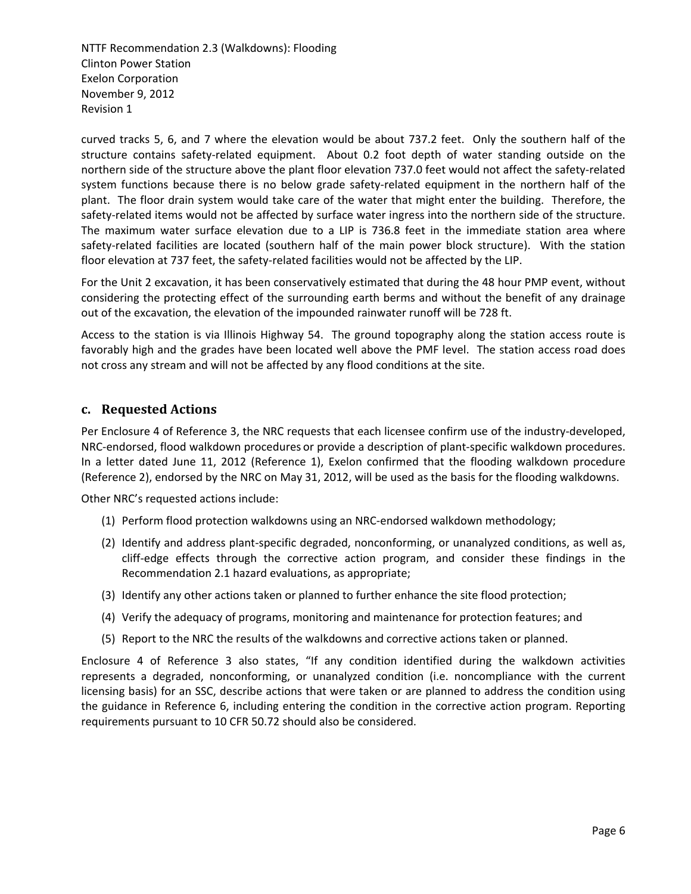curved tracks 5, 6, and 7 where the elevation would be about 737.2 feet. Only the southern half of the structure contains safety-related equipment. About 0.2 foot depth of water standing outside on the northern side of the structure above the plant floor elevation 737.0 feet would not affect the safety-related system functions because there is no below grade safety-related equipment in the northern half of the plant. The floor drain system would take care of the water that might enter the building. Therefore, the safety-related items would not be affected by surface water ingress into the northern side of the structure. The maximum water surface elevation due to a LIP is 736.8 feet in the immediate station area where safety-related facilities are located (southern half of the main power block structure). With the station floor elevation at 737 feet, the safety-related facilities would not be affected by the LIP.

For the Unit 2 excavation, it has been conservatively estimated that during the 48 hour PMP event, without considering the protecting effect of the surrounding earth berms and without the benefit of any drainage out of the excavation, the elevation of the impounded rainwater runoff will be 728 ft.

Access to the station is via Illinois Highway 54. The ground topography along the station access route is favorably high and the grades have been located well above the PMF level. The station access road does not cross any stream and will not be affected by any flood conditions at the site.

## c. Requested Actions

Per Enclosure 4 of Reference 3, the NRC requests that each licensee confirm use of the industry-developed, NRC-endorsed, flood walkdown procedures or provide a description of plant-specific walkdown procedures. In a letter dated June 11, 2012 (Reference 1), Exelon confirmed that the flooding walkdown procedure (Reference 2), endorsed by the NRC on May 31, 2012, will be used as the basis for the flooding walkdowns.

Other NRC's requested actions include:

(1) Perform flood protection walkdowns using an NRC-endorsed walkdown methodology;

(2) Identify and address plant-specific degraded, nonconforming, or unanalyzed conditions, as well as, cliff-edge effects through the corrective action program, and consider these findings in the Recommendation 2.1 hazard evaluations, as appropriate;

(3) Identify any other actions taken or planned to further enhance the site flood protection;

(4) Verify the adequacy of programs, monitoring and maintenance for protection features; and

(5) Report to the NRC the results of the walkdowns and corrective actions taken or planned.

Enclosure 4 of Reference 3 also states, "If any condition identified during the walkdown activities represents a degraded, nonconforming, or unanalyzed condition (i.e. noncompliance with the current licensing basis) for an SSC, describe actions that were taken or are planned to address the condition using the guidance in Reference 6, including entering the condition in the corrective action program. Reporting requirements pursuant to 10 CFR 50.72 should also be considered.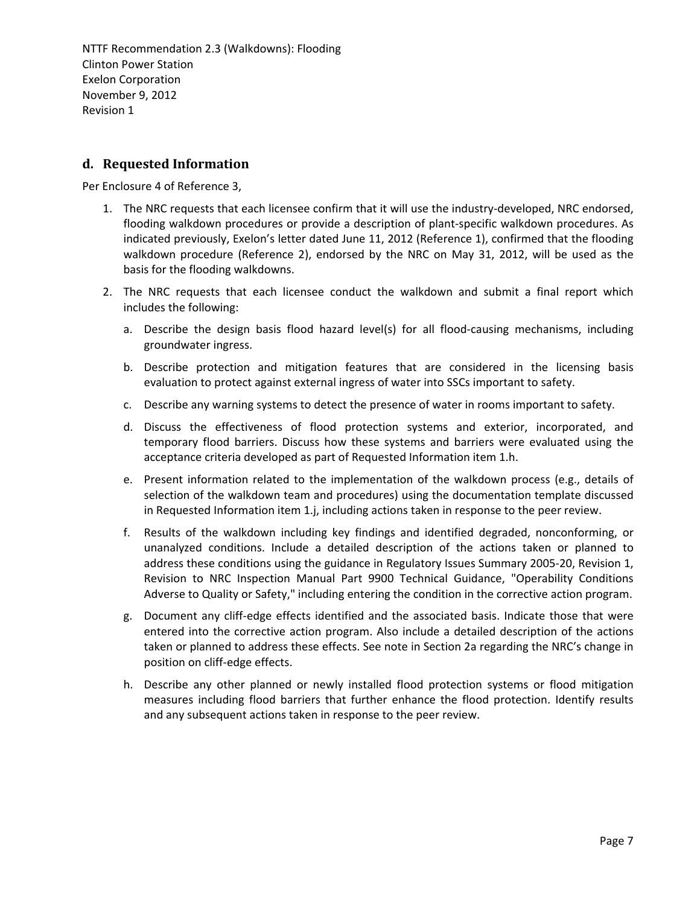## d. Requested Information

Per Enclosure 4 of Reference 3,

1. The NRC requests that each licensee confirm that it will use the industry-developed, NRC endorsed, flooding walkdown procedures or provide a description of plant-specific walkdown procedures. As indicated previously, Exelon's letter dated June 11, 2012 (Reference 1), confirmed that the flooding walkdown procedure (Reference 2), endorsed by the NRC on May 31, 2012, will be used as the basis for the flooding walkdowns.
2. The NRC requests that each licensee conduct the walkdown and submit a final report which includes the following:
   a. Describe the design basis flood hazard level(s) for all flood-causing mechanisms, including groundwater ingress.
   b. Describe protection and mitigation features that are considered in the licensing basis evaluation to protect against external ingress of water into SSCs important to safety.
   c. Describe any warning systems to detect the presence of water in rooms important to safety.
   d. Discuss the effectiveness of flood protection systems and exterior, incorporated, and temporary flood barriers. Discuss how these systems and barriers were evaluated using the acceptance criteria developed as part of Requested Information item 1.h.
   e. Present information related to the implementation of the walkdown process (e.g., details of selection of the walkdown team and procedures) using the documentation template discussed in Requested Information item 1.j, including actions taken in response to the peer review.
   f. Results of the walkdown including key findings and identified degraded, nonconforming, or unanalyzed conditions. Include a detailed description of the actions taken or planned to address these conditions using the guidance in Regulatory Issues Summary 2005-20, Revision 1, Revision to NRC Inspection Manual Part 9900 Technical Guidance, "Operability Conditions Adverse to Quality or Safety," including entering the condition in the corrective action program.
   g. Document any cliff-edge effects identified and the associated basis. Indicate those that were entered into the corrective action program. Also include a detailed description of the actions taken or planned to address these effects. See note in Section 2a regarding the NRC's change in position on cliff-edge effects.
   h. Describe any other planned or newly installed flood protection systems or flood mitigation measures including flood barriers that further enhance the flood protection. Identify results and any subsequent actions taken in response to the peer review.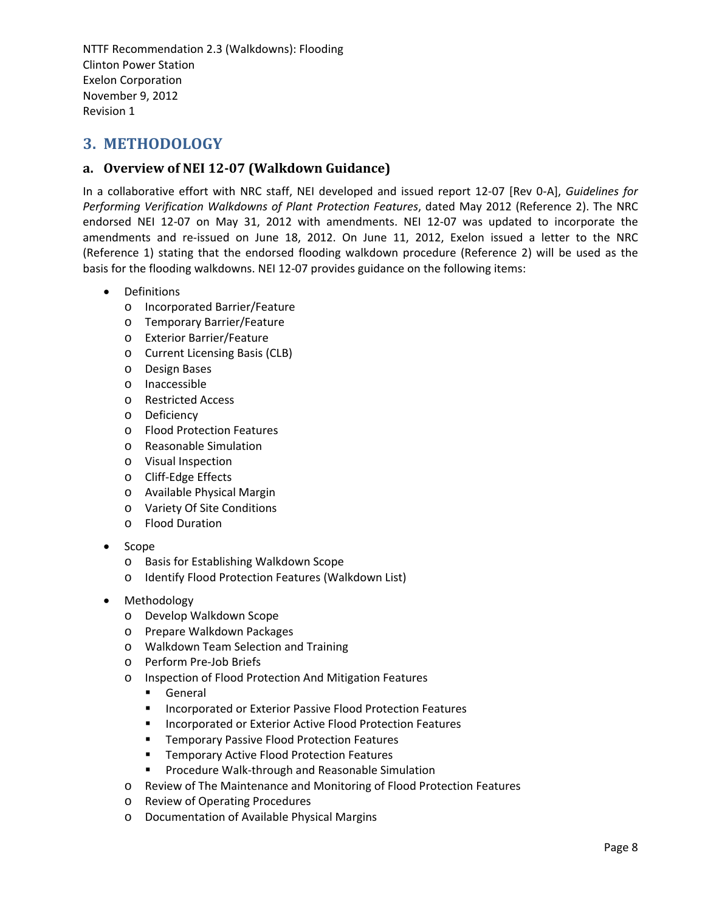# 3. METHODOLOGY

## a. Overview of NEI 12-07 (Walkdown Guidance)

In a collaborative effort with NRC staff, NEI developed and issued report 12-07 [Rev 0-A], *Guidelines for Performing Verification Walkdowns of Plant Protection Features*, dated May 2012 (Reference 2). The NRC endorsed NEI 12-07 on May 31, 2012 with amendments. NEI 12-07 was updated to incorporate the amendments and re-issued on June 18, 2012. On June 11, 2012, Exelon issued a letter to the NRC (Reference 1) stating that the endorsed flooding walkdown procedure (Reference 2) will be used as the basis for the flooding walkdowns. NEI 12-07 provides guidance on the following items:

- Definitions
  - Incorporated Barrier/Feature
  - Temporary Barrier/Feature
  - Exterior Barrier/Feature
  - Current Licensing Basis (CLB)
  - Design Bases
  - Inaccessible
  - Restricted Access
  - Deficiency
  - Flood Protection Features
  - Reasonable Simulation
  - Visual Inspection
  - Cliff-Edge Effects
  - Available Physical Margin
  - Variety Of Site Conditions
  - Flood Duration
- Scope
  - Basis for Establishing Walkdown Scope
  - Identify Flood Protection Features (Walkdown List)
- Methodology
  - Develop Walkdown Scope
  - Prepare Walkdown Packages
  - Walkdown Team Selection and Training
  - Perform Pre-Job Briefs
  - Inspection of Flood Protection And Mitigation Features
    - General
    - Incorporated or Exterior Passive Flood Protection Features
    - Incorporated or Exterior Active Flood Protection Features
    - Temporary Passive Flood Protection Features
    - Temporary Active Flood Protection Features
    - Procedure Walk-through and Reasonable Simulation
  - Review of The Maintenance and Monitoring of Flood Protection Features
  - Review of Operating Procedures
  - Documentation of Available Physical Margins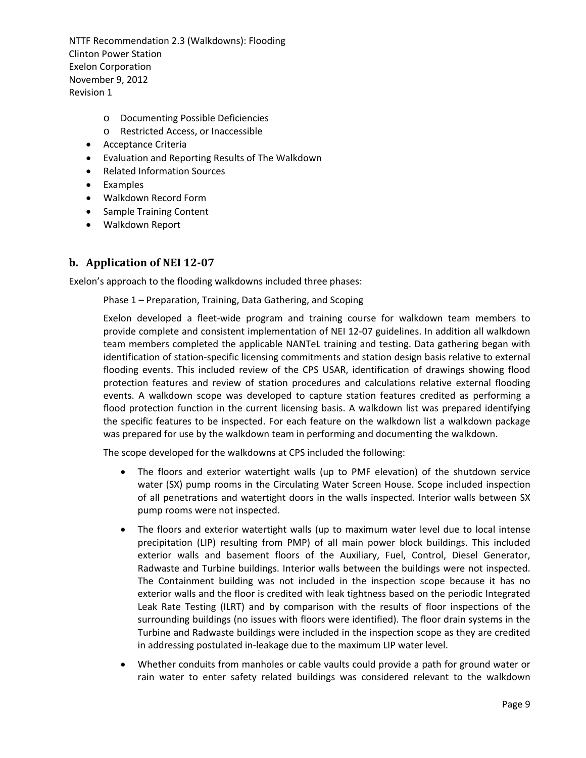- Documenting Possible Deficiencies
- Restricted Access, or Inaccessible

- Acceptance Criteria
- Evaluation and Reporting Results of The Walkdown
- Related Information Sources
- Examples
- Walkdown Record Form
- Sample Training Content
- Walkdown Report

## b. Application of NEI 12-07

Exelon's approach to the flooding walkdowns included three phases:

Phase 1 – Preparation, Training, Data Gathering, and Scoping

Exelon developed a fleet-wide program and training course for walkdown team members to provide complete and consistent implementation of NEI 12-07 guidelines. In addition all walkdown team members completed the applicable NANTeL training and testing. Data gathering began with identification of station-specific licensing commitments and station design basis relative to external flooding events. This included review of the CPS USAR, identification of drawings showing flood protection features and review of station procedures and calculations relative external flooding events. A walkdown scope was developed to capture station features credited as performing a flood protection function in the current licensing basis. A walkdown list was prepared identifying the specific features to be inspected. For each feature on the walkdown list a walkdown package was prepared for use by the walkdown team in performing and documenting the walkdown.

The scope developed for the walkdowns at CPS included the following:

- The floors and exterior watertight walls (up to PMF elevation) of the shutdown service water (SX) pump rooms in the Circulating Water Screen House. Scope included inspection of all penetrations and watertight doors in the walls inspected. Interior walls between SX pump rooms were not inspected.
- The floors and exterior watertight walls (up to maximum water level due to local intense precipitation (LIP) resulting from PMP) of all main power block buildings. This included exterior walls and basement floors of the Auxiliary, Fuel, Control, Diesel Generator, Radwaste and Turbine buildings. Interior walls between the buildings were not inspected. The Containment building was not included in the inspection scope because it has no exterior walls and the floor is credited with leak tightness based on the periodic Integrated Leak Rate Testing (ILRT) and by comparison with the results of floor inspections of the surrounding buildings (no issues with floors were identified). The floor drain systems in the Turbine and Radwaste buildings were included in the inspection scope as they are credited in addressing postulated in-leakage due to the maximum LIP water level.
- Whether conduits from manholes or cable vaults could provide a path for ground water or rain water to enter safety related buildings was considered relevant to the walkdown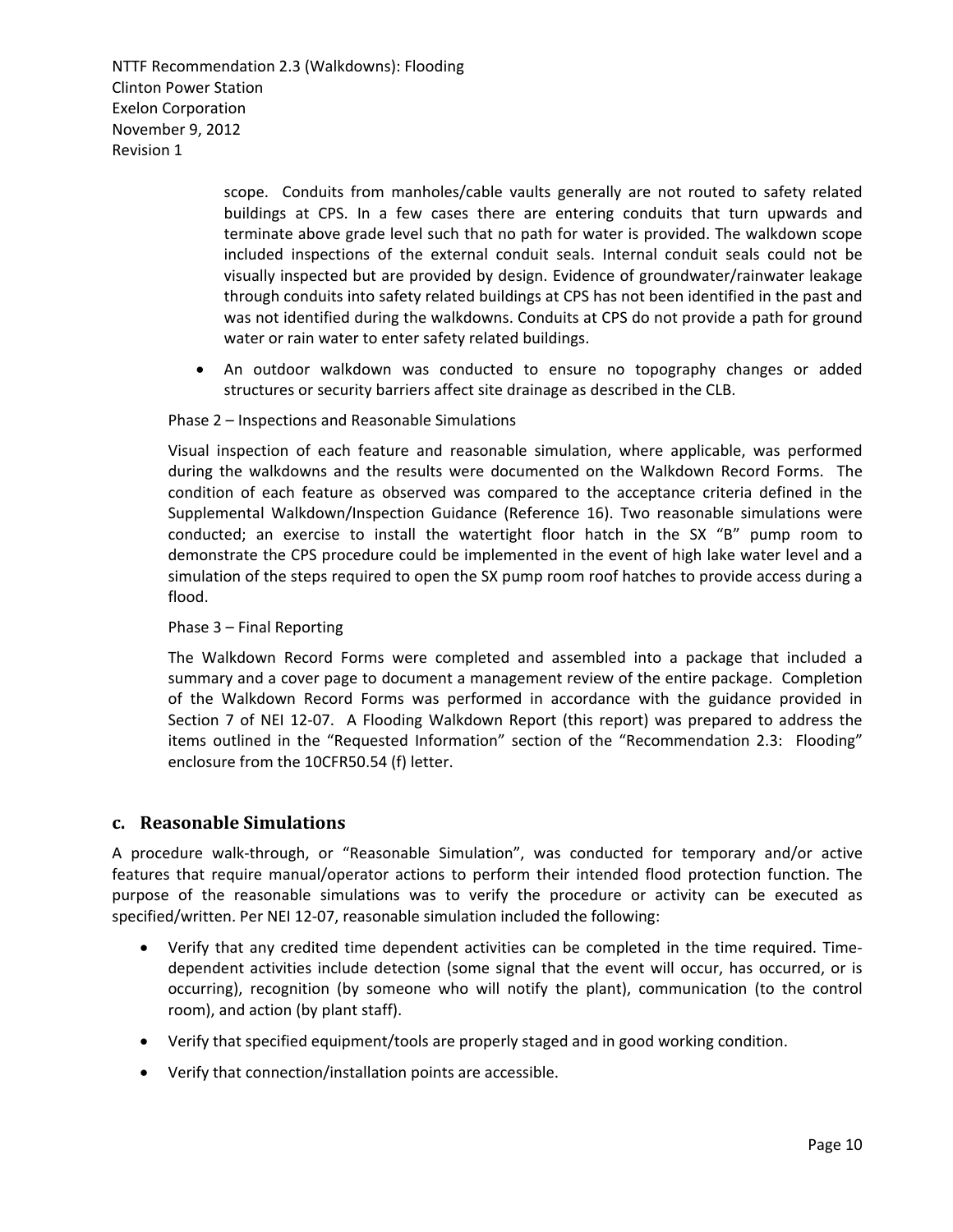scope. Conduits from manholes/cable vaults generally are not routed to safety related buildings at CPS. In a few cases there are entering conduits that turn upwards and terminate above grade level such that no path for water is provided. The walkdown scope included inspections of the external conduit seals. Internal conduit seals could not be visually inspected but are provided by design. Evidence of groundwater/rainwater leakage through conduits into safety related buildings at CPS has not been identified in the past and was not identified during the walkdowns. Conduits at CPS do not provide a path for ground water or rain water to enter safety related buildings.

- An outdoor walkdown was conducted to ensure no topography changes or added structures or security barriers affect site drainage as described in the CLB.

Phase 2 – Inspections and Reasonable Simulations

Visual inspection of each feature and reasonable simulation, where applicable, was performed during the walkdowns and the results were documented on the Walkdown Record Forms. The condition of each feature as observed was compared to the acceptance criteria defined in the Supplemental Walkdown/Inspection Guidance (Reference 16). Two reasonable simulations were conducted; an exercise to install the watertight floor hatch in the SX "B" pump room to demonstrate the CPS procedure could be implemented in the event of high lake water level and a simulation of the steps required to open the SX pump room roof hatches to provide access during a flood.

Phase 3 – Final Reporting

The Walkdown Record Forms were completed and assembled into a package that included a summary and a cover page to document a management review of the entire package. Completion of the Walkdown Record Forms was performed in accordance with the guidance provided in Section 7 of NEI 12-07. A Flooding Walkdown Report (this report) was prepared to address the items outlined in the "Requested Information" section of the "Recommendation 2.3: Flooding" enclosure from the 10CFR50.54 (f) letter.

## c. Reasonable Simulations

A procedure walk-through, or "Reasonable Simulation", was conducted for temporary and/or active features that require manual/operator actions to perform their intended flood protection function. The purpose of the reasonable simulations was to verify the procedure or activity can be executed as specified/written. Per NEI 12-07, reasonable simulation included the following:

- Verify that any credited time dependent activities can be completed in the time required. Time-dependent activities include detection (some signal that the event will occur, has occurred, or is occurring), recognition (by someone who will notify the plant), communication (to the control room), and action (by plant staff).
- Verify that specified equipment/tools are properly staged and in good working condition.
- Verify that connection/installation points are accessible.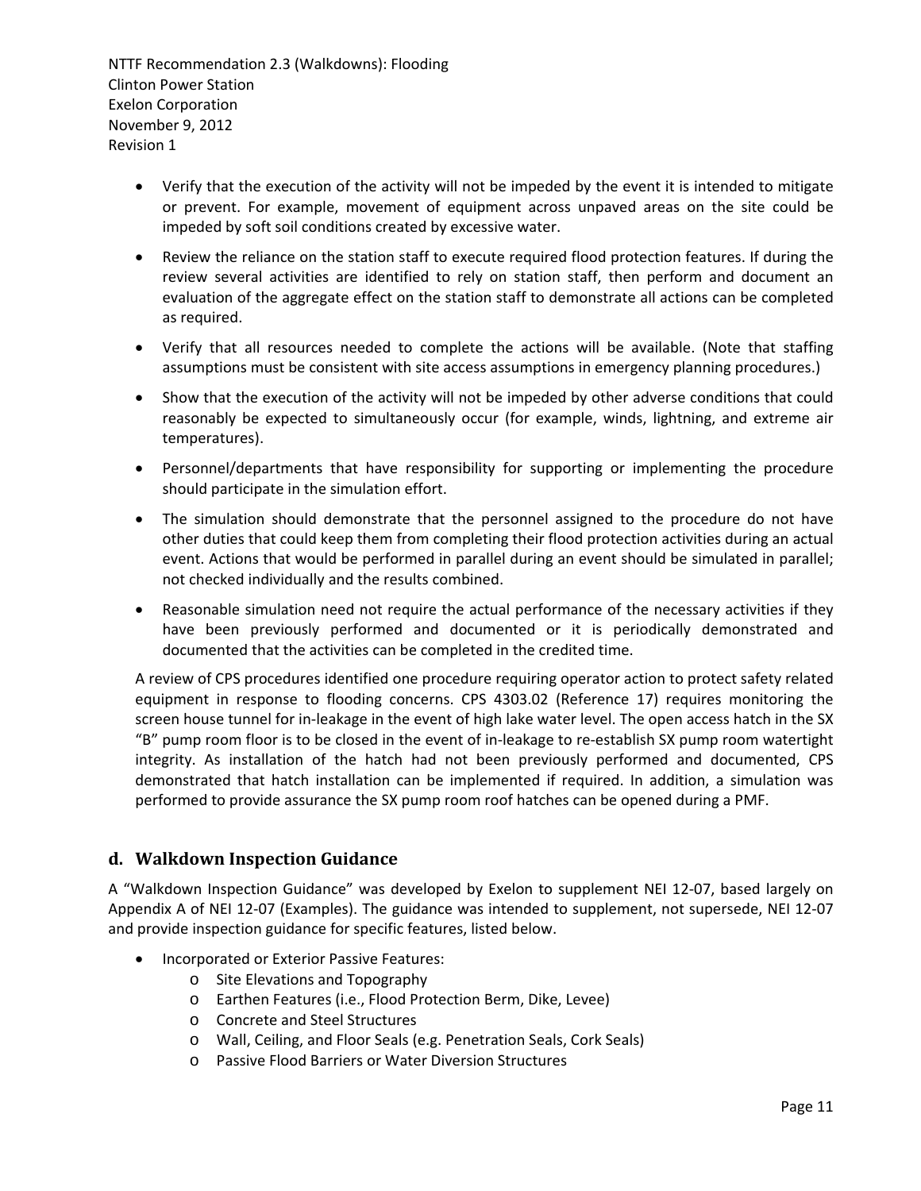- Verify that the execution of the activity will not be impeded by the event it is intended to mitigate or prevent. For example, movement of equipment across unpaved areas on the site could be impeded by soft soil conditions created by excessive water.
- Review the reliance on the station staff to execute required flood protection features. If during the review several activities are identified to rely on station staff, then perform and document an evaluation of the aggregate effect on the station staff to demonstrate all actions can be completed as required.
- Verify that all resources needed to complete the actions will be available. (Note that staffing assumptions must be consistent with site access assumptions in emergency planning procedures.)
- Show that the execution of the activity will not be impeded by other adverse conditions that could reasonably be expected to simultaneously occur (for example, winds, lightning, and extreme air temperatures).
- Personnel/departments that have responsibility for supporting or implementing the procedure should participate in the simulation effort.
- The simulation should demonstrate that the personnel assigned to the procedure do not have other duties that could keep them from completing their flood protection activities during an actual event. Actions that would be performed in parallel during an event should be simulated in parallel; not checked individually and the results combined.
- Reasonable simulation need not require the actual performance of the necessary activities if they have been previously performed and documented or it is periodically demonstrated and documented that the activities can be completed in the credited time.

A review of CPS procedures identified one procedure requiring operator action to protect safety related equipment in response to flooding concerns. CPS 4303.02 (Reference 17) requires monitoring the screen house tunnel for in-leakage in the event of high lake water level. The open access hatch in the SX "B" pump room floor is to be closed in the event of in-leakage to re-establish SX pump room watertight integrity. As installation of the hatch had not been previously performed and documented, CPS demonstrated that hatch installation can be implemented if required. In addition, a simulation was performed to provide assurance the SX pump room roof hatches can be opened during a PMF.

## d. Walkdown Inspection Guidance

A "Walkdown Inspection Guidance" was developed by Exelon to supplement NEI 12-07, based largely on Appendix A of NEI 12-07 (Examples). The guidance was intended to supplement, not supersede, NEI 12-07 and provide inspection guidance for specific features, listed below.

- Incorporated or Exterior Passive Features:
  - Site Elevations and Topography
  - Earthen Features (i.e., Flood Protection Berm, Dike, Levee)
  - Concrete and Steel Structures
  - Wall, Ceiling, and Floor Seals (e.g. Penetration Seals, Cork Seals)
  - Passive Flood Barriers or Water Diversion Structures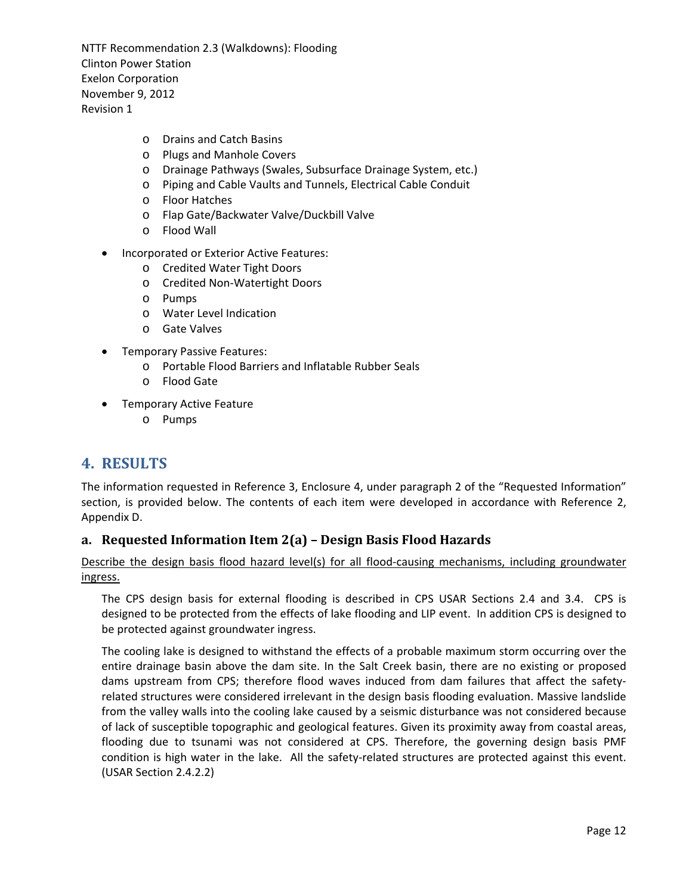- Drains and Catch Basins
  - Plugs and Manhole Covers
  - Drainage Pathways (Swales, Subsurface Drainage System, etc.)
  - Piping and Cable Vaults and Tunnels, Electrical Cable Conduit
  - Floor Hatches
  - Flap Gate/Backwater Valve/Duckbill Valve
  - Flood Wall

- Incorporated or Exterior Active Features:
  - Credited Water Tight Doors
  - Credited Non-Watertight Doors
  - Pumps
  - Water Level Indication
  - Gate Valves

- Temporary Passive Features:
  - Portable Flood Barriers and Inflatable Rubber Seals
  - Flood Gate

- Temporary Active Feature
  - Pumps

# 4. RESULTS

The information requested in Reference 3, Enclosure 4, under paragraph 2 of the "Requested Information" section, is provided below. The contents of each item were developed in accordance with Reference 2, Appendix D.

## a. Requested Information Item 2(a) – Design Basis Flood Hazards

Describe the design basis flood hazard level(s) for all flood-causing mechanisms, including groundwater ingress.

The CPS design basis for external flooding is described in CPS USAR Sections 2.4 and 3.4. CPS is designed to be protected from the effects of lake flooding and LIP event. In addition CPS is designed to be protected against groundwater ingress.

The cooling lake is designed to withstand the effects of a probable maximum storm occurring over the entire drainage basin above the dam site. In the Salt Creek basin, there are no existing or proposed dams upstream from CPS; therefore flood waves induced from dam failures that affect the safety-related structures were considered irrelevant in the design basis flooding evaluation. Massive landslide from the valley walls into the cooling lake caused by a seismic disturbance was not considered because of lack of susceptible topographic and geological features. Given its proximity away from coastal areas, flooding due to tsunami was not considered at CPS. Therefore, the governing design basis PMF condition is high water in the lake. All the safety-related structures are protected against this event. (USAR Section 2.4.2.2)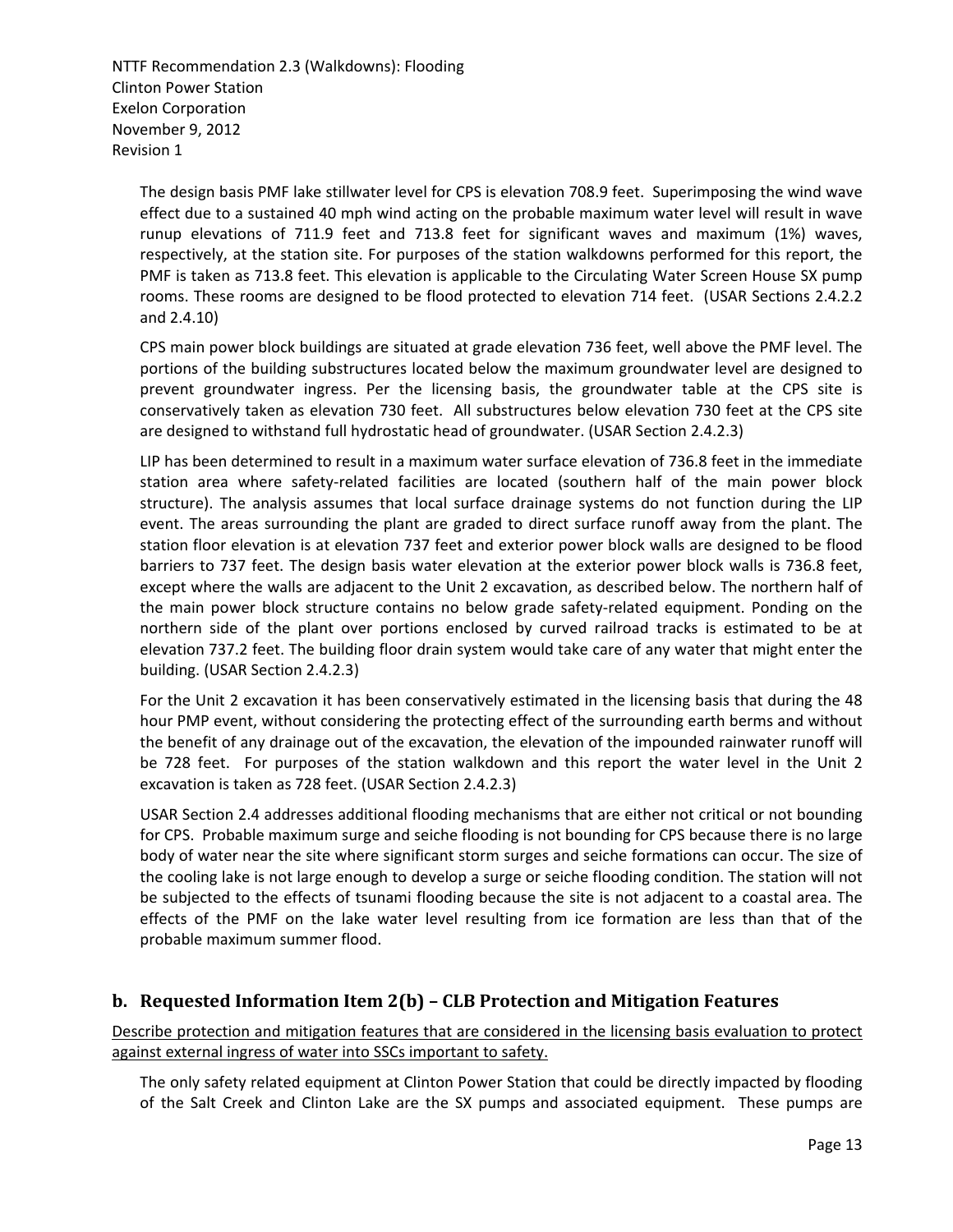The design basis PMF lake stillwater level for CPS is elevation 708.9 feet. Superimposing the wind wave effect due to a sustained 40 mph wind acting on the probable maximum water level will result in wave runup elevations of 711.9 feet and 713.8 feet for significant waves and maximum (1%) waves, respectively, at the station site. For purposes of the station walkdowns performed for this report, the PMF is taken as 713.8 feet. This elevation is applicable to the Circulating Water Screen House SX pump rooms. These rooms are designed to be flood protected to elevation 714 feet. (USAR Sections 2.4.2.2 and 2.4.10)

CPS main power block buildings are situated at grade elevation 736 feet, well above the PMF level. The portions of the building substructures located below the maximum groundwater level are designed to prevent groundwater ingress. Per the licensing basis, the groundwater table at the CPS site is conservatively taken as elevation 730 feet. All substructures below elevation 730 feet at the CPS site are designed to withstand full hydrostatic head of groundwater. (USAR Section 2.4.2.3)

LIP has been determined to result in a maximum water surface elevation of 736.8 feet in the immediate station area where safety-related facilities are located (southern half of the main power block structure). The analysis assumes that local surface drainage systems do not function during the LIP event. The areas surrounding the plant are graded to direct surface runoff away from the plant. The station floor elevation is at elevation 737 feet and exterior power block walls are designed to be flood barriers to 737 feet. The design basis water elevation at the exterior power block walls is 736.8 feet, except where the walls are adjacent to the Unit 2 excavation, as described below. The northern half of the main power block structure contains no below grade safety-related equipment. Ponding on the northern side of the plant over portions enclosed by curved railroad tracks is estimated to be at elevation 737.2 feet. The building floor drain system would take care of any water that might enter the building. (USAR Section 2.4.2.3)

For the Unit 2 excavation it has been conservatively estimated in the licensing basis that during the 48 hour PMP event, without considering the protecting effect of the surrounding earth berms and without the benefit of any drainage out of the excavation, the elevation of the impounded rainwater runoff will be 728 feet. For purposes of the station walkdown and this report the water level in the Unit 2 excavation is taken as 728 feet. (USAR Section 2.4.2.3)

USAR Section 2.4 addresses additional flooding mechanisms that are either not critical or not bounding for CPS. Probable maximum surge and seiche flooding is not bounding for CPS because there is no large body of water near the site where significant storm surges and seiche formations can occur. The size of the cooling lake is not large enough to develop a surge or seiche flooding condition. The station will not be subjected to the effects of tsunami flooding because the site is not adjacent to a coastal area. The effects of the PMF on the lake water level resulting from ice formation are less than that of the probable maximum summer flood.

## b. Requested Information Item 2(b) – CLB Protection and Mitigation Features

<u>Describe protection and mitigation features that are considered in the licensing basis evaluation to protect against external ingress of water into SSCs important to safety.</u>

The only safety related equipment at Clinton Power Station that could be directly impacted by flooding of the Salt Creek and Clinton Lake are the SX pumps and associated equipment. These pumps are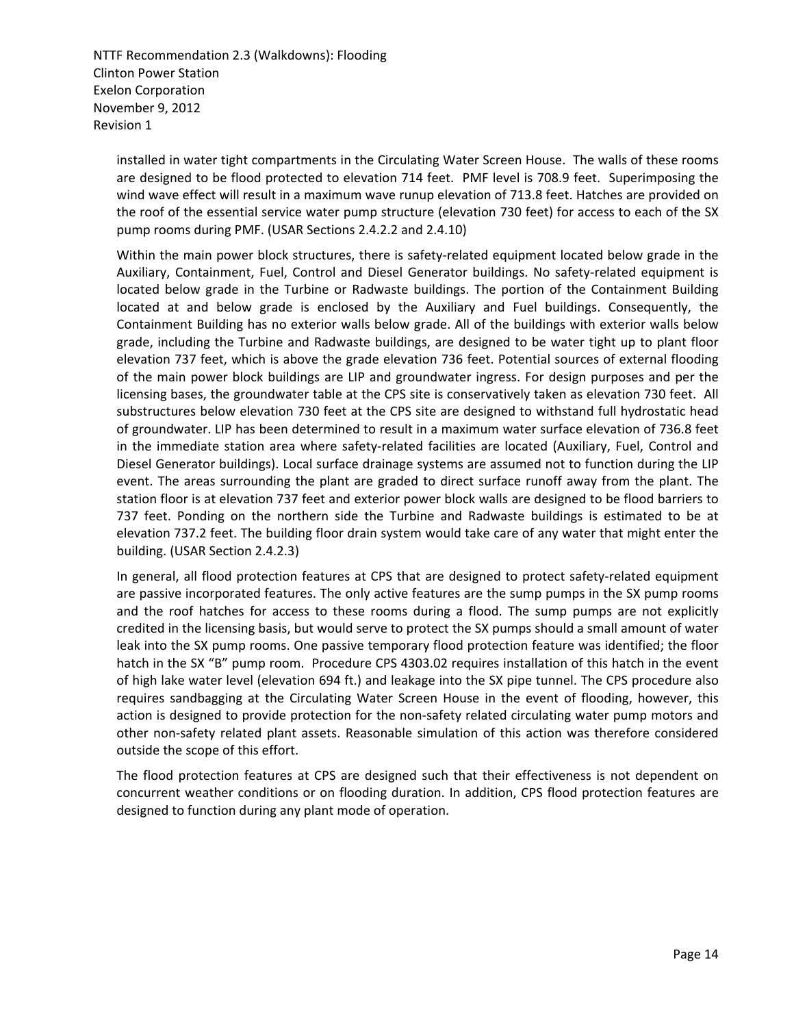installed in water tight compartments in the Circulating Water Screen House. The walls of these rooms are designed to be flood protected to elevation 714 feet. PMF level is 708.9 feet. Superimposing the wind wave effect will result in a maximum wave runup elevation of 713.8 feet. Hatches are provided on the roof of the essential service water pump structure (elevation 730 feet) for access to each of the SX pump rooms during PMF. (USAR Sections 2.4.2.2 and 2.4.10)

Within the main power block structures, there is safety-related equipment located below grade in the Auxiliary, Containment, Fuel, Control and Diesel Generator buildings. No safety-related equipment is located below grade in the Turbine or Radwaste buildings. The portion of the Containment Building located at and below grade is enclosed by the Auxiliary and Fuel buildings. Consequently, the Containment Building has no exterior walls below grade. All of the buildings with exterior walls below grade, including the Turbine and Radwaste buildings, are designed to be water tight up to plant floor elevation 737 feet, which is above the grade elevation 736 feet. Potential sources of external flooding of the main power block buildings are LIP and groundwater ingress. For design purposes and per the licensing bases, the groundwater table at the CPS site is conservatively taken as elevation 730 feet. All substructures below elevation 730 feet at the CPS site are designed to withstand full hydrostatic head of groundwater. LIP has been determined to result in a maximum water surface elevation of 736.8 feet in the immediate station area where safety-related facilities are located (Auxiliary, Fuel, Control and Diesel Generator buildings). Local surface drainage systems are assumed not to function during the LIP event. The areas surrounding the plant are graded to direct surface runoff away from the plant. The station floor is at elevation 737 feet and exterior power block walls are designed to be flood barriers to 737 feet. Ponding on the northern side the Turbine and Radwaste buildings is estimated to be at elevation 737.2 feet. The building floor drain system would take care of any water that might enter the building. (USAR Section 2.4.2.3)

In general, all flood protection features at CPS that are designed to protect safety-related equipment are passive incorporated features. The only active features are the sump pumps in the SX pump rooms and the roof hatches for access to these rooms during a flood. The sump pumps are not explicitly credited in the licensing basis, but would serve to protect the SX pumps should a small amount of water leak into the SX pump rooms. One passive temporary flood protection feature was identified; the floor hatch in the SX "B" pump room. Procedure CPS 4303.02 requires installation of this hatch in the event of high lake water level (elevation 694 ft.) and leakage into the SX pipe tunnel. The CPS procedure also requires sandbagging at the Circulating Water Screen House in the event of flooding, however, this action is designed to provide protection for the non-safety related circulating water pump motors and other non-safety related plant assets. Reasonable simulation of this action was therefore considered outside the scope of this effort.

The flood protection features at CPS are designed such that their effectiveness is not dependent on concurrent weather conditions or on flooding duration. In addition, CPS flood protection features are designed to function during any plant mode of operation.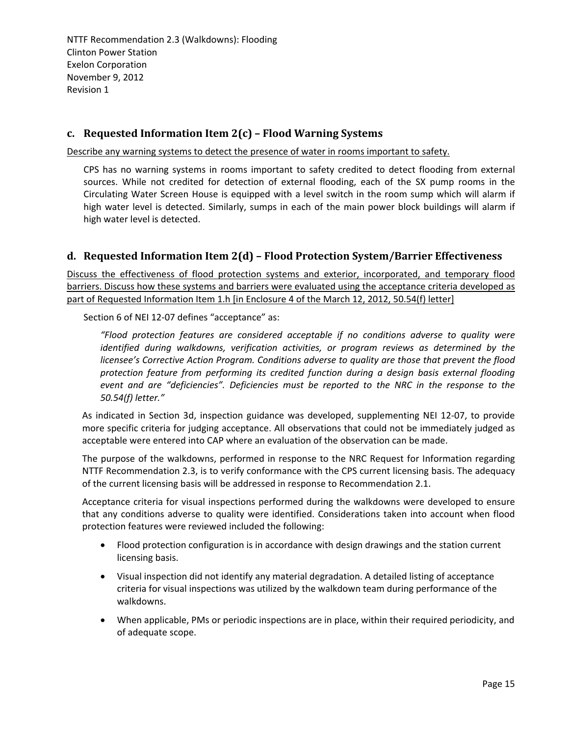## c. Requested Information Item 2(c) – Flood Warning Systems

Describe any warning systems to detect the presence of water in rooms important to safety.

CPS has no warning systems in rooms important to safety credited to detect flooding from external sources. While not credited for detection of external flooding, each of the SX pump rooms in the Circulating Water Screen House is equipped with a level switch in the room sump which will alarm if high water level is detected. Similarly, sumps in each of the main power block buildings will alarm if high water level is detected.

## d. Requested Information Item 2(d) – Flood Protection System/Barrier Effectiveness

Discuss the effectiveness of flood protection systems and exterior, incorporated, and temporary flood barriers. Discuss how these systems and barriers were evaluated using the acceptance criteria developed as part of Requested Information Item 1.h [in Enclosure 4 of the March 12, 2012, 50.54(f) letter]

Section 6 of NEI 12-07 defines "acceptance" as:

> *"Flood protection features are considered acceptable if no conditions adverse to quality were identified during walkdowns, verification activities, or program reviews as determined by the licensee's Corrective Action Program. Conditions adverse to quality are those that prevent the flood protection feature from performing its credited function during a design basis external flooding event and are "deficiencies". Deficiencies must be reported to the NRC in the response to the 50.54(f) letter."*

As indicated in Section 3d, inspection guidance was developed, supplementing NEI 12-07, to provide more specific criteria for judging acceptance. All observations that could not be immediately judged as acceptable were entered into CAP where an evaluation of the observation can be made.

The purpose of the walkdowns, performed in response to the NRC Request for Information regarding NTTF Recommendation 2.3, is to verify conformance with the CPS current licensing basis. The adequacy of the current licensing basis will be addressed in response to Recommendation 2.1.

Acceptance criteria for visual inspections performed during the walkdowns were developed to ensure that any conditions adverse to quality were identified. Considerations taken into account when flood protection features were reviewed included the following:

- Flood protection configuration is in accordance with design drawings and the station current licensing basis.
- Visual inspection did not identify any material degradation. A detailed listing of acceptance criteria for visual inspections was utilized by the walkdown team during performance of the walkdowns.
- When applicable, PMs or periodic inspections are in place, within their required periodicity, and of adequate scope.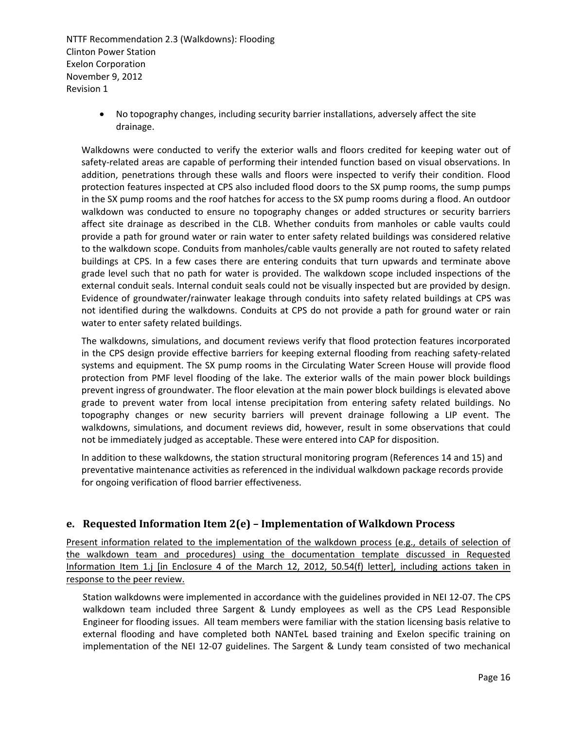- No topography changes, including security barrier installations, adversely affect the site drainage.

Walkdowns were conducted to verify the exterior walls and floors credited for keeping water out of safety-related areas are capable of performing their intended function based on visual observations. In addition, penetrations through these walls and floors were inspected to verify their condition. Flood protection features inspected at CPS also included flood doors to the SX pump rooms, the sump pumps in the SX pump rooms and the roof hatches for access to the SX pump rooms during a flood. An outdoor walkdown was conducted to ensure no topography changes or added structures or security barriers affect site drainage as described in the CLB. Whether conduits from manholes or cable vaults could provide a path for ground water or rain water to enter safety related buildings was considered relative to the walkdown scope. Conduits from manholes/cable vaults generally are not routed to safety related buildings at CPS. In a few cases there are entering conduits that turn upwards and terminate above grade level such that no path for water is provided. The walkdown scope included inspections of the external conduit seals. Internal conduit seals could not be visually inspected but are provided by design. Evidence of groundwater/rainwater leakage through conduits into safety related buildings at CPS was not identified during the walkdowns. Conduits at CPS do not provide a path for ground water or rain water to enter safety related buildings.

The walkdowns, simulations, and document reviews verify that flood protection features incorporated in the CPS design provide effective barriers for keeping external flooding from reaching safety-related systems and equipment. The SX pump rooms in the Circulating Water Screen House will provide flood protection from PMF level flooding of the lake. The exterior walls of the main power block buildings prevent ingress of groundwater. The floor elevation at the main power block buildings is elevated above grade to prevent water from local intense precipitation from entering safety related buildings. No topography changes or new security barriers will prevent drainage following a LIP event. The walkdowns, simulations, and document reviews did, however, result in some observations that could not be immediately judged as acceptable. These were entered into CAP for disposition.

In addition to these walkdowns, the station structural monitoring program (References 14 and 15) and preventative maintenance activities as referenced in the individual walkdown package records provide for ongoing verification of flood barrier effectiveness.

## e. Requested Information Item 2(e) – Implementation of Walkdown Process

Present information related to the implementation of the walkdown process (e.g., details of selection of the walkdown team and procedures) using the documentation template discussed in Requested Information Item 1.j [in Enclosure 4 of the March 12, 2012, 50.54(f) letter], including actions taken in response to the peer review.

Station walkdowns were implemented in accordance with the guidelines provided in NEI 12-07. The CPS walkdown team included three Sargent & Lundy employees as well as the CPS Lead Responsible Engineer for flooding issues. All team members were familiar with the station licensing basis relative to external flooding and have completed both NANTeL based training and Exelon specific training on implementation of the NEI 12-07 guidelines. The Sargent & Lundy team consisted of two mechanical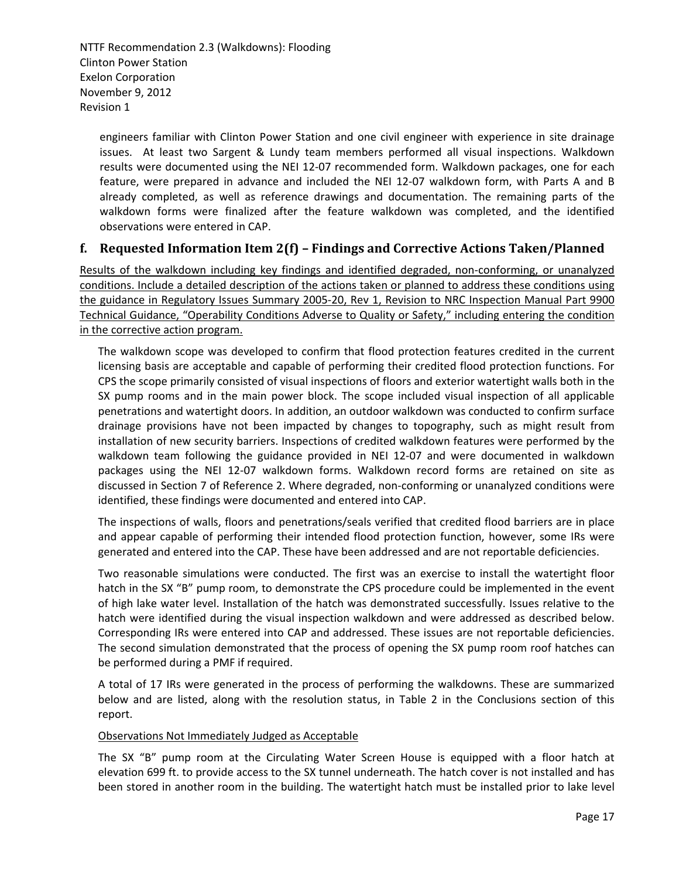engineers familiar with Clinton Power Station and one civil engineer with experience in site drainage issues. At least two Sargent & Lundy team members performed all visual inspections. Walkdown results were documented using the NEI 12-07 recommended form. Walkdown packages, one for each feature, were prepared in advance and included the NEI 12-07 walkdown form, with Parts A and B already completed, as well as reference drawings and documentation. The remaining parts of the walkdown forms were finalized after the feature walkdown was completed, and the identified observations were entered in CAP.

## f. Requested Information Item 2(f) – Findings and Corrective Actions Taken/Planned

Results of the walkdown including key findings and identified degraded, non-conforming, or unanalyzed conditions. Include a detailed description of the actions taken or planned to address these conditions using the guidance in Regulatory Issues Summary 2005-20, Rev 1, Revision to NRC Inspection Manual Part 9900 Technical Guidance, "Operability Conditions Adverse to Quality or Safety," including entering the condition in the corrective action program.

The walkdown scope was developed to confirm that flood protection features credited in the current licensing basis are acceptable and capable of performing their credited flood protection functions. For CPS the scope primarily consisted of visual inspections of floors and exterior watertight walls both in the SX pump rooms and in the main power block. The scope included visual inspection of all applicable penetrations and watertight doors. In addition, an outdoor walkdown was conducted to confirm surface drainage provisions have not been impacted by changes to topography, such as might result from installation of new security barriers. Inspections of credited walkdown features were performed by the walkdown team following the guidance provided in NEI 12-07 and were documented in walkdown packages using the NEI 12-07 walkdown forms. Walkdown record forms are retained on site as discussed in Section 7 of Reference 2. Where degraded, non-conforming or unanalyzed conditions were identified, these findings were documented and entered into CAP.

The inspections of walls, floors and penetrations/seals verified that credited flood barriers are in place and appear capable of performing their intended flood protection function, however, some IRs were generated and entered into the CAP. These have been addressed and are not reportable deficiencies.

Two reasonable simulations were conducted. The first was an exercise to install the watertight floor hatch in the SX "B" pump room, to demonstrate the CPS procedure could be implemented in the event of high lake water level. Installation of the hatch was demonstrated successfully. Issues relative to the hatch were identified during the visual inspection walkdown and were addressed as described below. Corresponding IRs were entered into CAP and addressed. These issues are not reportable deficiencies. The second simulation demonstrated that the process of opening the SX pump room roof hatches can be performed during a PMF if required.

A total of 17 IRs were generated in the process of performing the walkdowns. These are summarized below and are listed, along with the resolution status, in Table 2 in the Conclusions section of this report.

Observations Not Immediately Judged as Acceptable

The SX "B" pump room at the Circulating Water Screen House is equipped with a floor hatch at elevation 699 ft. to provide access to the SX tunnel underneath. The hatch cover is not installed and has been stored in another room in the building. The watertight hatch must be installed prior to lake level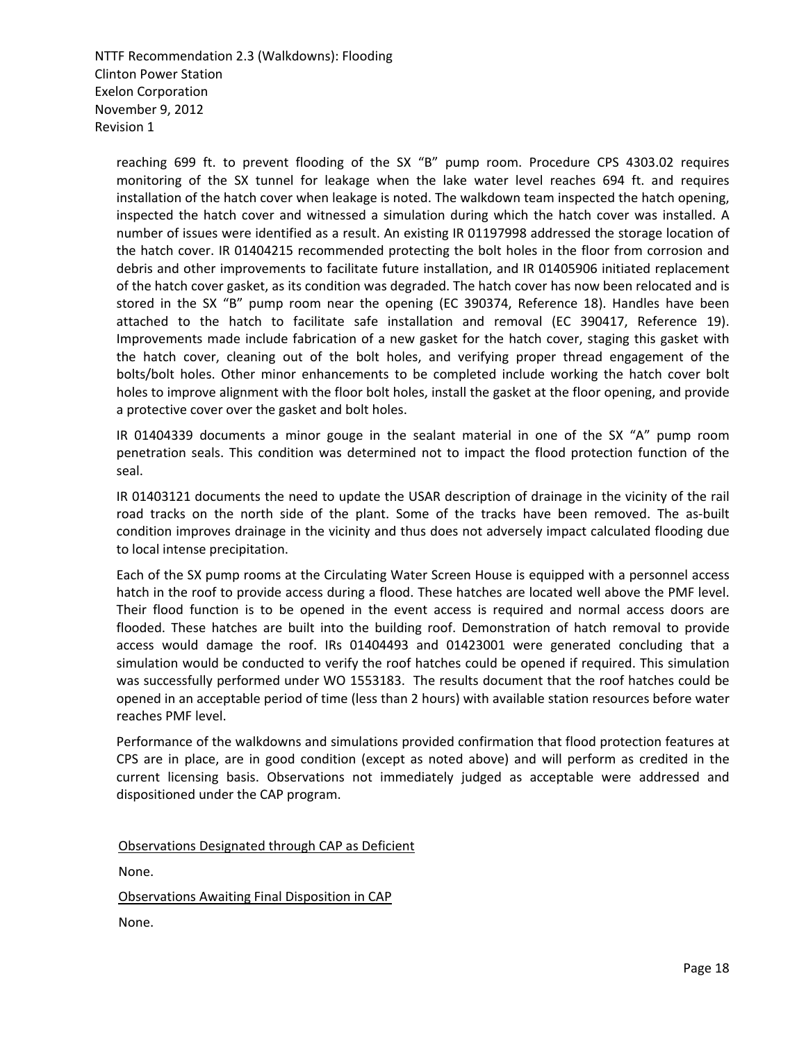reaching 699 ft. to prevent flooding of the SX "B" pump room. Procedure CPS 4303.02 requires monitoring of the SX tunnel for leakage when the lake water level reaches 694 ft. and requires installation of the hatch cover when leakage is noted. The walkdown team inspected the hatch opening, inspected the hatch cover and witnessed a simulation during which the hatch cover was installed. A number of issues were identified as a result. An existing IR 01197998 addressed the storage location of the hatch cover. IR 01404215 recommended protecting the bolt holes in the floor from corrosion and debris and other improvements to facilitate future installation, and IR 01405906 initiated replacement of the hatch cover gasket, as its condition was degraded. The hatch cover has now been relocated and is stored in the SX "B" pump room near the opening (EC 390374, Reference 18). Handles have been attached to the hatch to facilitate safe installation and removal (EC 390417, Reference 19). Improvements made include fabrication of a new gasket for the hatch cover, staging this gasket with the hatch cover, cleaning out of the bolt holes, and verifying proper thread engagement of the bolts/bolt holes. Other minor enhancements to be completed include working the hatch cover bolt holes to improve alignment with the floor bolt holes, install the gasket at the floor opening, and provide a protective cover over the gasket and bolt holes.

IR 01404339 documents a minor gouge in the sealant material in one of the SX "A" pump room penetration seals. This condition was determined not to impact the flood protection function of the seal.

IR 01403121 documents the need to update the USAR description of drainage in the vicinity of the rail road tracks on the north side of the plant. Some of the tracks have been removed. The as-built condition improves drainage in the vicinity and thus does not adversely impact calculated flooding due to local intense precipitation.

Each of the SX pump rooms at the Circulating Water Screen House is equipped with a personnel access hatch in the roof to provide access during a flood. These hatches are located well above the PMF level. Their flood function is to be opened in the event access is required and normal access doors are flooded. These hatches are built into the building roof. Demonstration of hatch removal to provide access would damage the roof. IRs 01404493 and 01423001 were generated concluding that a simulation would be conducted to verify the roof hatches could be opened if required. This simulation was successfully performed under WO 1553183. The results document that the roof hatches could be opened in an acceptable period of time (less than 2 hours) with available station resources before water reaches PMF level.

Performance of the walkdowns and simulations provided confirmation that flood protection features at CPS are in place, are in good condition (except as noted above) and will perform as credited in the current licensing basis. Observations not immediately judged as acceptable were addressed and dispositioned under the CAP program.

Observations Designated through CAP as Deficient

None.

Observations Awaiting Final Disposition in CAP

None.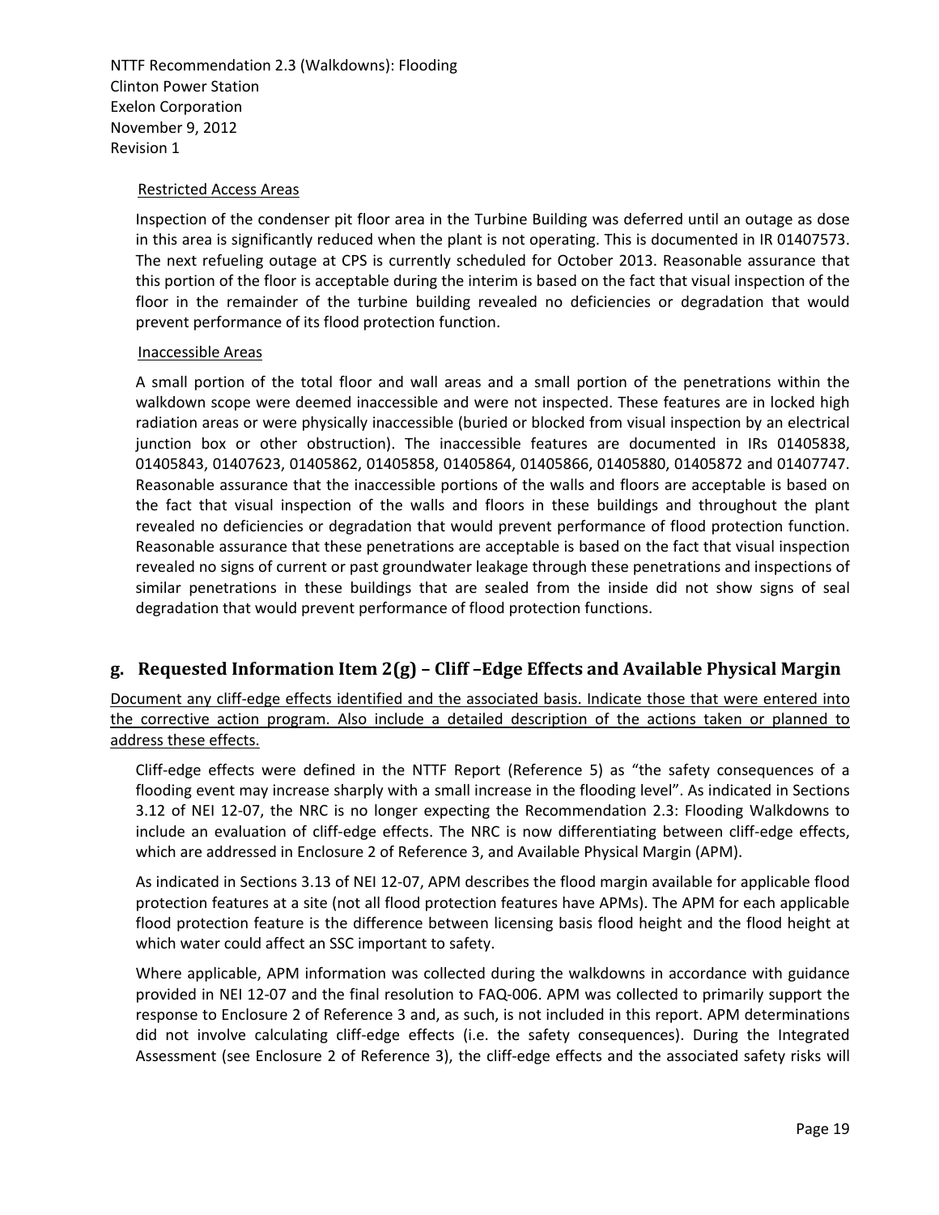Restricted Access Areas

Inspection of the condenser pit floor area in the Turbine Building was deferred until an outage as dose in this area is significantly reduced when the plant is not operating. This is documented in IR 01407573. The next refueling outage at CPS is currently scheduled for October 2013. Reasonable assurance that this portion of the floor is acceptable during the interim is based on the fact that visual inspection of the floor in the remainder of the turbine building revealed no deficiencies or degradation that would prevent performance of its flood protection function.

Inaccessible Areas

A small portion of the total floor and wall areas and a small portion of the penetrations within the walkdown scope were deemed inaccessible and were not inspected. These features are in locked high radiation areas or were physically inaccessible (buried or blocked from visual inspection by an electrical junction box or other obstruction). The inaccessible features are documented in IRs 01405838, 01405843, 01407623, 01405862, 01405858, 01405864, 01405866, 01405880, 01405872 and 01407747. Reasonable assurance that the inaccessible portions of the walls and floors are acceptable is based on the fact that visual inspection of the walls and floors in these buildings and throughout the plant revealed no deficiencies or degradation that would prevent performance of flood protection function. Reasonable assurance that these penetrations are acceptable is based on the fact that visual inspection revealed no signs of current or past groundwater leakage through these penetrations and inspections of similar penetrations in these buildings that are sealed from the inside did not show signs of seal degradation that would prevent performance of flood protection functions.

## g. Requested Information Item 2(g) – Cliff –Edge Effects and Available Physical Margin

Document any cliff-edge effects identified and the associated basis. Indicate those that were entered into the corrective action program. Also include a detailed description of the actions taken or planned to address these effects.

Cliff-edge effects were defined in the NTTF Report (Reference 5) as "the safety consequences of a flooding event may increase sharply with a small increase in the flooding level". As indicated in Sections 3.12 of NEI 12-07, the NRC is no longer expecting the Recommendation 2.3: Flooding Walkdowns to include an evaluation of cliff-edge effects. The NRC is now differentiating between cliff-edge effects, which are addressed in Enclosure 2 of Reference 3, and Available Physical Margin (APM).

As indicated in Sections 3.13 of NEI 12-07, APM describes the flood margin available for applicable flood protection features at a site (not all flood protection features have APMs). The APM for each applicable flood protection feature is the difference between licensing basis flood height and the flood height at which water could affect an SSC important to safety.

Where applicable, APM information was collected during the walkdowns in accordance with guidance provided in NEI 12-07 and the final resolution to FAQ-006. APM was collected to primarily support the response to Enclosure 2 of Reference 3 and, as such, is not included in this report. APM determinations did not involve calculating cliff-edge effects (i.e. the safety consequences). During the Integrated Assessment (see Enclosure 2 of Reference 3), the cliff-edge effects and the associated safety risks will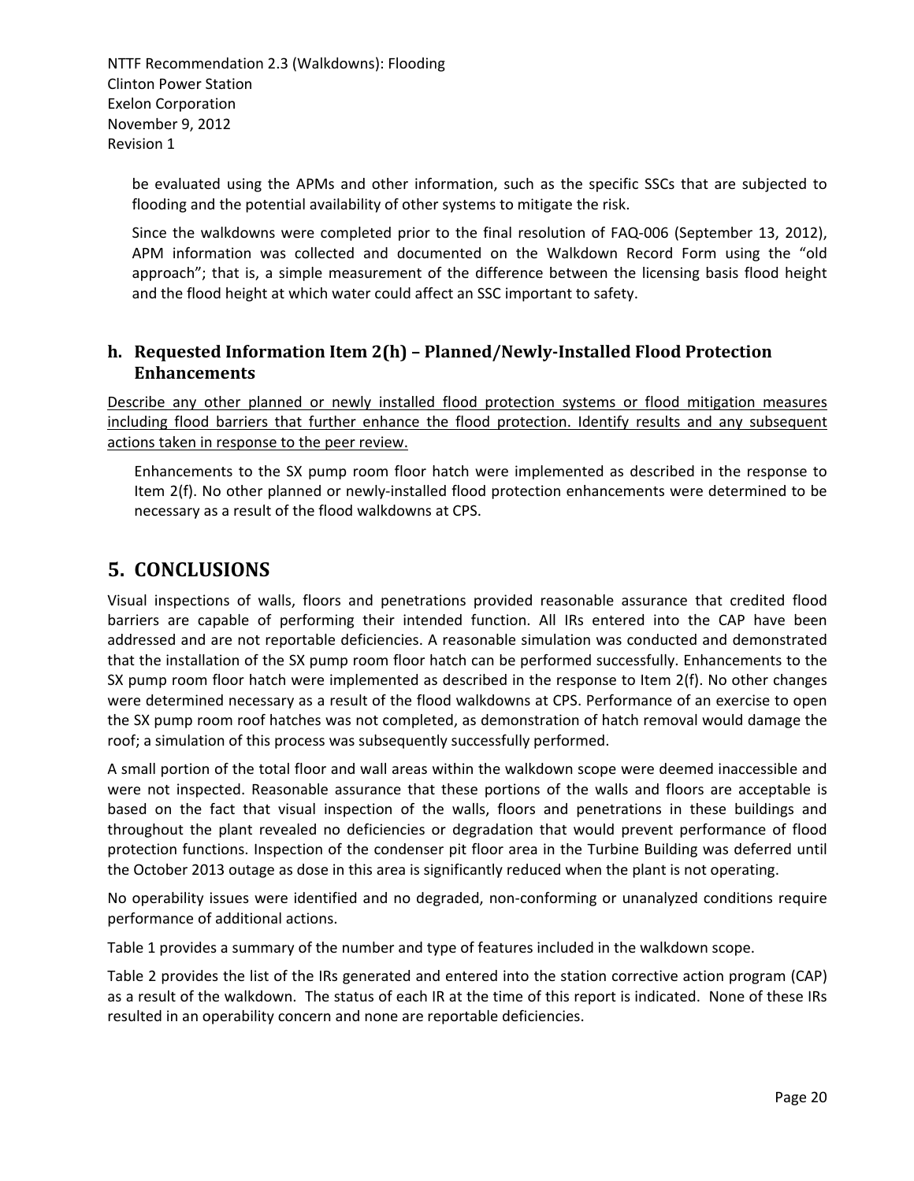be evaluated using the APMs and other information, such as the specific SSCs that are subjected to flooding and the potential availability of other systems to mitigate the risk.

Since the walkdowns were completed prior to the final resolution of FAQ-006 (September 13, 2012), APM information was collected and documented on the Walkdown Record Form using the "old approach"; that is, a simple measurement of the difference between the licensing basis flood height and the flood height at which water could affect an SSC important to safety.

### h. Requested Information Item 2(h) – Planned/Newly-Installed Flood Protection Enhancements

Describe any other planned or newly installed flood protection systems or flood mitigation measures including flood barriers that further enhance the flood protection. Identify results and any subsequent actions taken in response to the peer review.

Enhancements to the SX pump room floor hatch were implemented as described in the response to Item 2(f). No other planned or newly-installed flood protection enhancements were determined to be necessary as a result of the flood walkdowns at CPS.

## 5. CONCLUSIONS

Visual inspections of walls, floors and penetrations provided reasonable assurance that credited flood barriers are capable of performing their intended function. All IRs entered into the CAP have been addressed and are not reportable deficiencies. A reasonable simulation was conducted and demonstrated that the installation of the SX pump room floor hatch can be performed successfully. Enhancements to the SX pump room floor hatch were implemented as described in the response to Item 2(f). No other changes were determined necessary as a result of the flood walkdowns at CPS. Performance of an exercise to open the SX pump room roof hatches was not completed, as demonstration of hatch removal would damage the roof; a simulation of this process was subsequently successfully performed.

A small portion of the total floor and wall areas within the walkdown scope were deemed inaccessible and were not inspected. Reasonable assurance that these portions of the walls and floors are acceptable is based on the fact that visual inspection of the walls, floors and penetrations in these buildings and throughout the plant revealed no deficiencies or degradation that would prevent performance of flood protection functions. Inspection of the condenser pit floor area in the Turbine Building was deferred until the October 2013 outage as dose in this area is significantly reduced when the plant is not operating.

No operability issues were identified and no degraded, non-conforming or unanalyzed conditions require performance of additional actions.

Table 1 provides a summary of the number and type of features included in the walkdown scope.

Table 2 provides the list of the IRs generated and entered into the station corrective action program (CAP) as a result of the walkdown. The status of each IR at the time of this report is indicated. None of these IRs resulted in an operability concern and none are reportable deficiencies.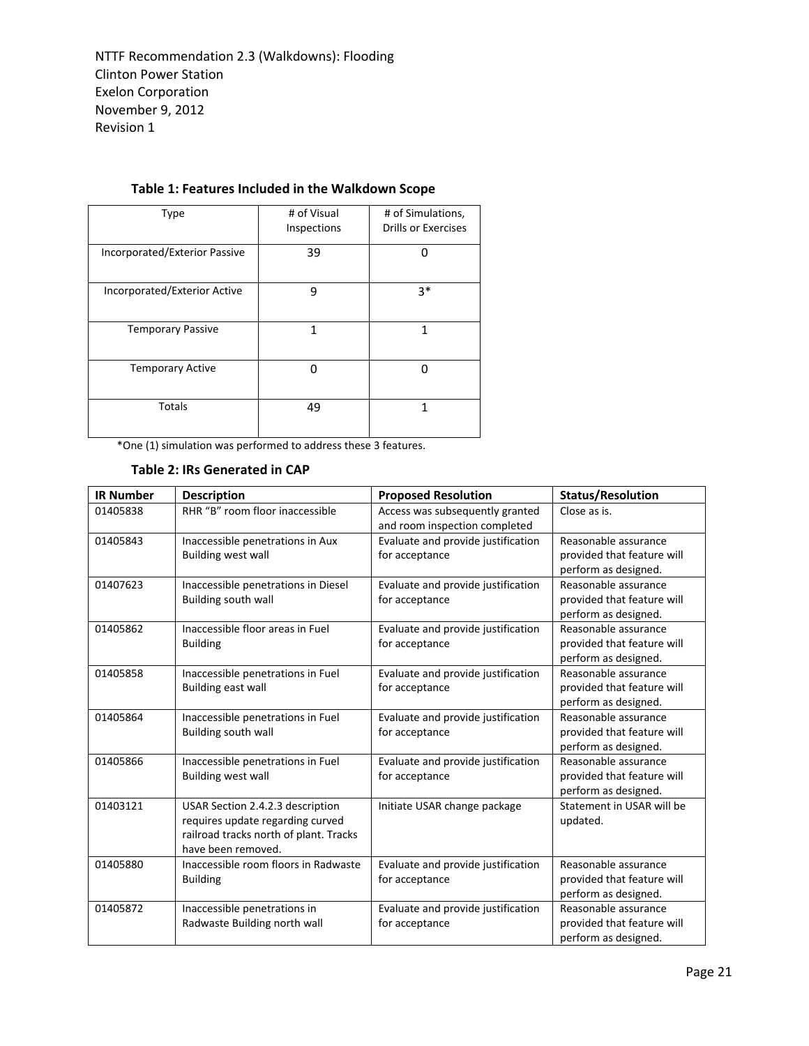**Table 1: Features Included in the Walkdown Scope**

| Type | # of Visual Inspections | # of Simulations, Drills or Exercises |
|---|---|---|
| Incorporated/Exterior Passive | 39 | 0 |
| Incorporated/Exterior Active | 9 | 3* |
| Temporary Passive | 1 | 1 |
| Temporary Active | 0 | 0 |
| Totals | 49 | 1 |

*One (1) simulation was performed to address these 3 features.

**Table 2: IRs Generated in CAP**

| IR Number | Description | Proposed Resolution | Status/Resolution |
|---|---|---|---|
| 01405838 | RHR "B" room floor inaccessible | Access was subsequently granted and room inspection completed | Close as is. |
| 01405843 | Inaccessible penetrations in Aux Building west wall | Evaluate and provide justification for acceptance | Reasonable assurance provided that feature will perform as designed. |
| 01407623 | Inaccessible penetrations in Diesel Building south wall | Evaluate and provide justification for acceptance | Reasonable assurance provided that feature will perform as designed. |
| 01405862 | Inaccessible floor areas in Fuel Building | Evaluate and provide justification for acceptance | Reasonable assurance provided that feature will perform as designed. |
| 01405858 | Inaccessible penetrations in Fuel Building east wall | Evaluate and provide justification for acceptance | Reasonable assurance provided that feature will perform as designed. |
| 01405864 | Inaccessible penetrations in Fuel Building south wall | Evaluate and provide justification for acceptance | Reasonable assurance provided that feature will perform as designed. |
| 01405866 | Inaccessible penetrations in Fuel Building west wall | Evaluate and provide justification for acceptance | Reasonable assurance provided that feature will perform as designed. |
| 01403121 | USAR Section 2.4.2.3 description requires update regarding curved railroad tracks north of plant. Tracks have been removed. | Initiate USAR change package | Statement in USAR will be updated. |
| 01405880 | Inaccessible room floors in Radwaste Building | Evaluate and provide justification for acceptance | Reasonable assurance provided that feature will perform as designed. |
| 01405872 | Inaccessible penetrations in Radwaste Building north wall | Evaluate and provide justification for acceptance | Reasonable assurance provided that feature will perform as designed. |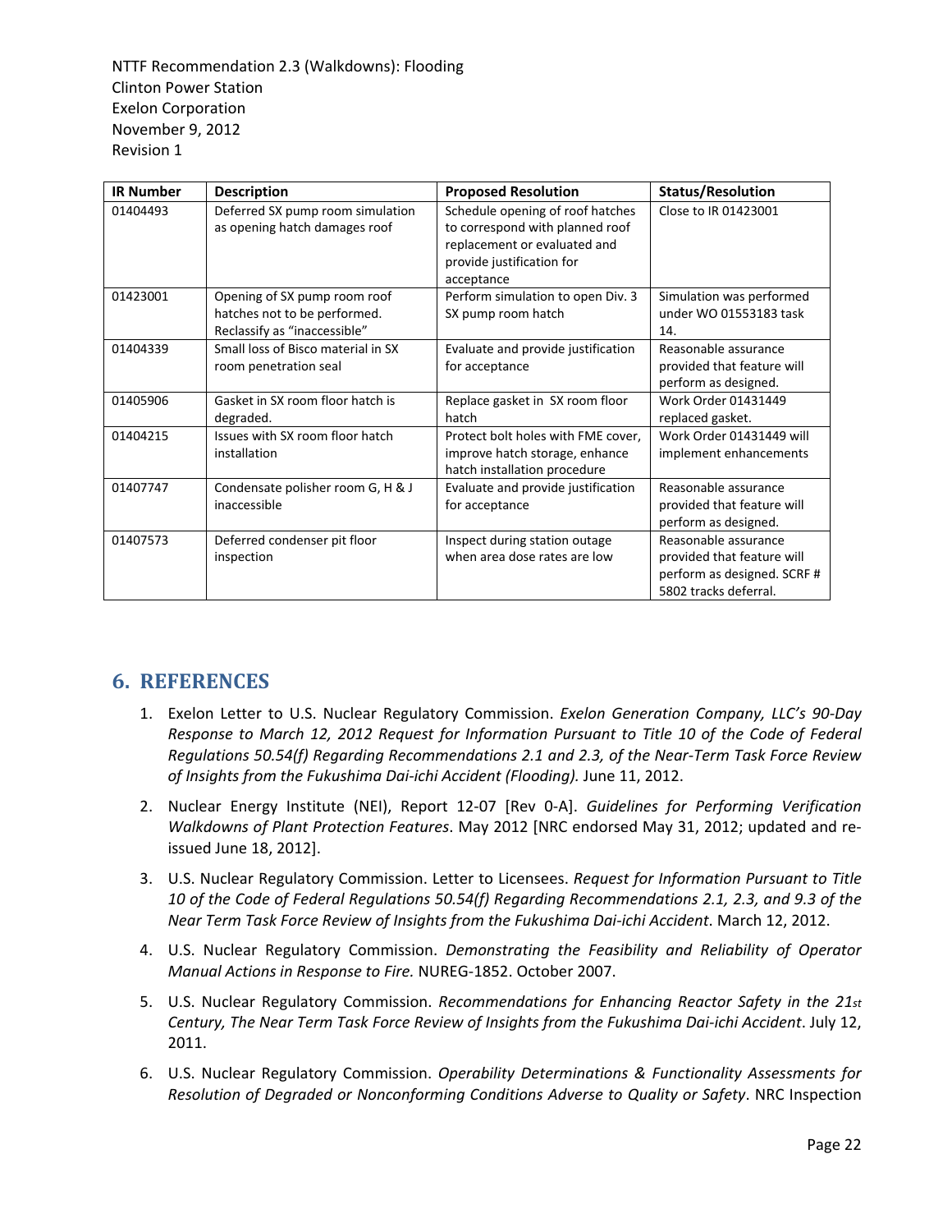| IR Number | Description | Proposed Resolution | Status/Resolution |
|---|---|---|---|
| 01404493 | Deferred SX pump room simulation as opening hatch damages roof | Schedule opening of roof hatches to correspond with planned roof replacement or evaluated and provide justification for acceptance | Close to IR 01423001 |
| 01423001 | Opening of SX pump room roof hatches not to be performed. Reclassify as "inaccessible" | Perform simulation to open Div. 3 SX pump room hatch | Simulation was performed under WO 01553183 task 14. |
| 01404339 | Small loss of Bisco material in SX room penetration seal | Evaluate and provide justification for acceptance | Reasonable assurance provided that feature will perform as designed. |
| 01405906 | Gasket in SX room floor hatch is degraded. | Replace gasket in SX room floor hatch | Work Order 01431449 replaced gasket. |
| 01404215 | Issues with SX room floor hatch installation | Protect bolt holes with FME cover, improve hatch storage, enhance hatch installation procedure | Work Order 01431449 will implement enhancements |
| 01407747 | Condensate polisher room G, H & J inaccessible | Evaluate and provide justification for acceptance | Reasonable assurance provided that feature will perform as designed. |
| 01407573 | Deferred condenser pit floor inspection | Inspect during station outage when area dose rates are low | Reasonable assurance provided that feature will perform as designed. SCRF # 5802 tracks deferral. |

## 6. REFERENCES

1. Exelon Letter to U.S. Nuclear Regulatory Commission. *Exelon Generation Company, LLC's 90-Day Response to March 12, 2012 Request for Information Pursuant to Title 10 of the Code of Federal Regulations 50.54(f) Regarding Recommendations 2.1 and 2.3, of the Near-Term Task Force Review of Insights from the Fukushima Dai-ichi Accident (Flooding).* June 11, 2012.
2. Nuclear Energy Institute (NEI), Report 12-07 [Rev 0-A]. *Guidelines for Performing Verification Walkdowns of Plant Protection Features*. May 2012 [NRC endorsed May 31, 2012; updated and re-issued June 18, 2012].
3. U.S. Nuclear Regulatory Commission. Letter to Licensees. *Request for Information Pursuant to Title 10 of the Code of Federal Regulations 50.54(f) Regarding Recommendations 2.1, 2.3, and 9.3 of the Near Term Task Force Review of Insights from the Fukushima Dai-ichi Accident*. March 12, 2012.
4. U.S. Nuclear Regulatory Commission. *Demonstrating the Feasibility and Reliability of Operator Manual Actions in Response to Fire.* NUREG-1852. October 2007.
5. U.S. Nuclear Regulatory Commission. *Recommendations for Enhancing Reactor Safety in the 21st Century, The Near Term Task Force Review of Insights from the Fukushima Dai-ichi Accident*. July 12, 2011.
6. U.S. Nuclear Regulatory Commission. *Operability Determinations & Functionality Assessments for Resolution of Degraded or Nonconforming Conditions Adverse to Quality or Safety*. NRC Inspection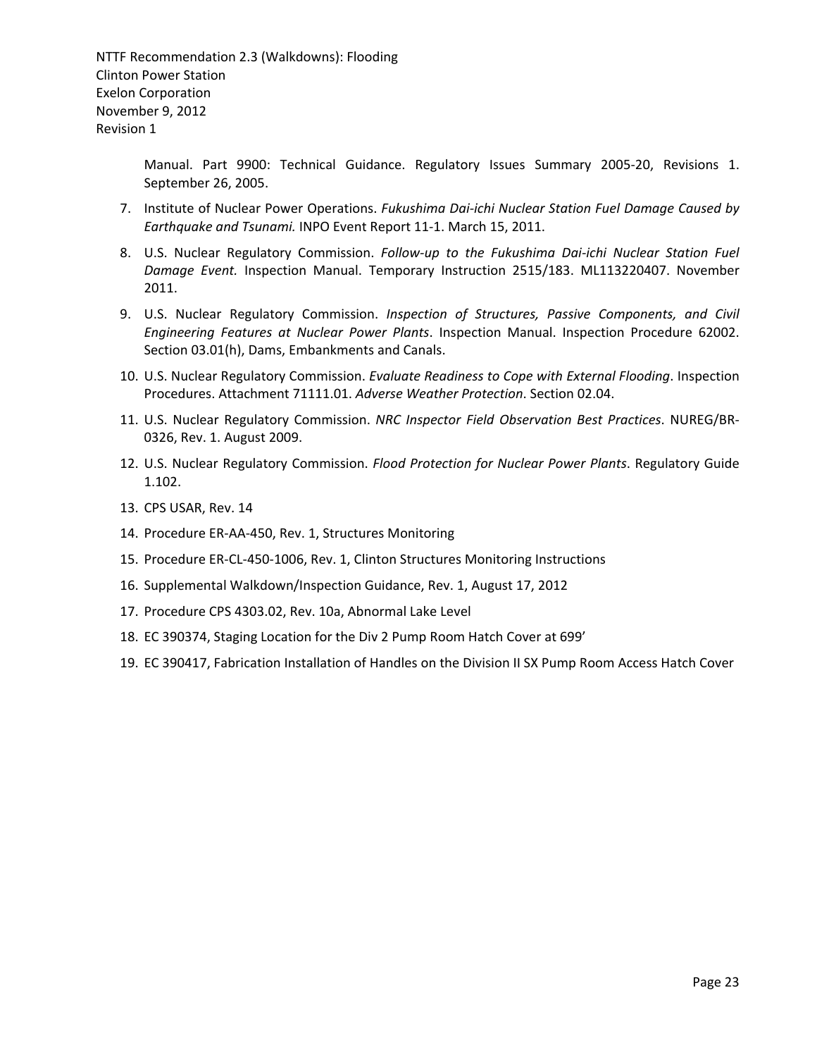Manual. Part 9900: Technical Guidance. Regulatory Issues Summary 2005-20, Revisions 1. September 26, 2005.

7. Institute of Nuclear Power Operations. *Fukushima Dai-ichi Nuclear Station Fuel Damage Caused by Earthquake and Tsunami.* INPO Event Report 11-1. March 15, 2011.
8. U.S. Nuclear Regulatory Commission. *Follow-up to the Fukushima Dai-ichi Nuclear Station Fuel Damage Event.* Inspection Manual. Temporary Instruction 2515/183. ML113220407. November 2011.
9. U.S. Nuclear Regulatory Commission. *Inspection of Structures, Passive Components, and Civil Engineering Features at Nuclear Power Plants*. Inspection Manual. Inspection Procedure 62002. Section 03.01(h), Dams, Embankments and Canals.
10. U.S. Nuclear Regulatory Commission. *Evaluate Readiness to Cope with External Flooding*. Inspection Procedures. Attachment 71111.01. *Adverse Weather Protection*. Section 02.04.
11. U.S. Nuclear Regulatory Commission. *NRC Inspector Field Observation Best Practices*. NUREG/BR-0326, Rev. 1. August 2009.
12. U.S. Nuclear Regulatory Commission. *Flood Protection for Nuclear Power Plants*. Regulatory Guide 1.102.
13. CPS USAR, Rev. 14
14. Procedure ER-AA-450, Rev. 1, Structures Monitoring
15. Procedure ER-CL-450-1006, Rev. 1, Clinton Structures Monitoring Instructions
16. Supplemental Walkdown/Inspection Guidance, Rev. 1, August 17, 2012
17. Procedure CPS 4303.02, Rev. 10a, Abnormal Lake Level
18. EC 390374, Staging Location for the Div 2 Pump Room Hatch Cover at 699'
19. EC 390417, Fabrication Installation of Handles on the Division II SX Pump Room Access Hatch Cover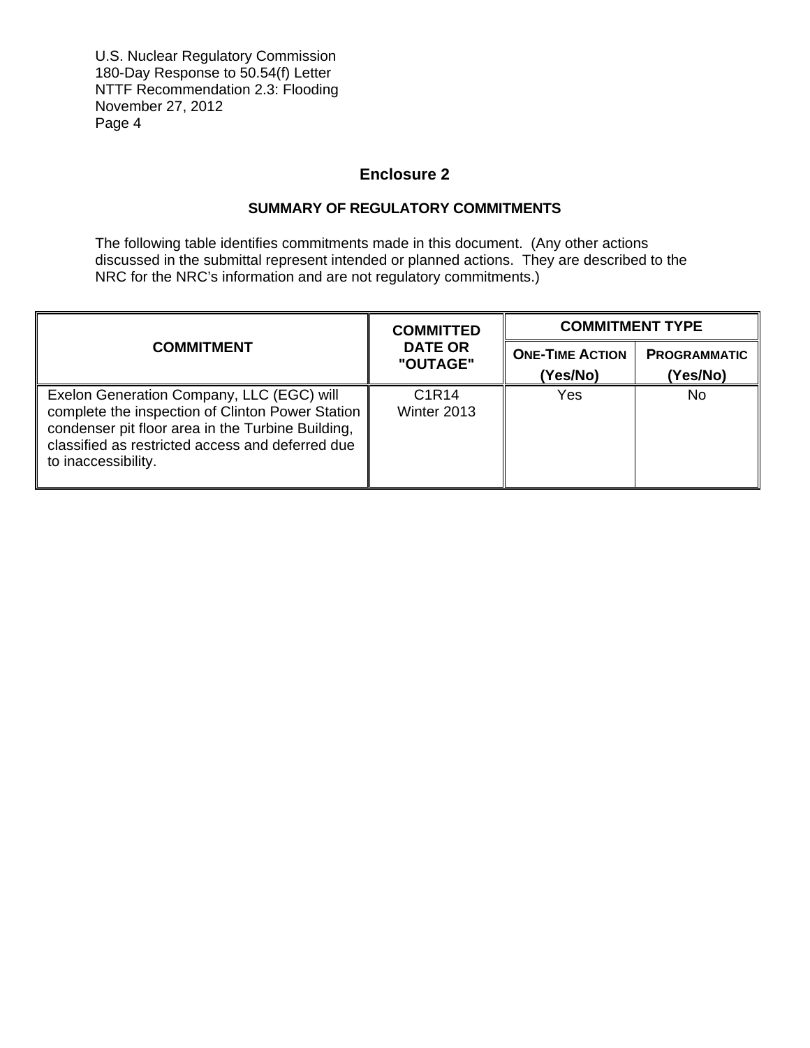## Enclosure 2

### SUMMARY OF REGULATORY COMMITMENTS

The following table identifies commitments made in this document. (Any other actions discussed in the submittal represent intended or planned actions. They are described to the NRC for the NRC's information and are not regulatory commitments.)

| COMMITMENT | COMMITTED DATE OR "OUTAGE" | COMMITMENT TYPE | |
|---|---|---|---|
| | | ONE-TIME ACTION (Yes/No) | PROGRAMMATIC (Yes/No) |
| Exelon Generation Company, LLC (EGC) will complete the inspection of Clinton Power Station condenser pit floor area in the Turbine Building, classified as restricted access and deferred due to inaccessibility. | C1R14 Winter 2013 | Yes | No |